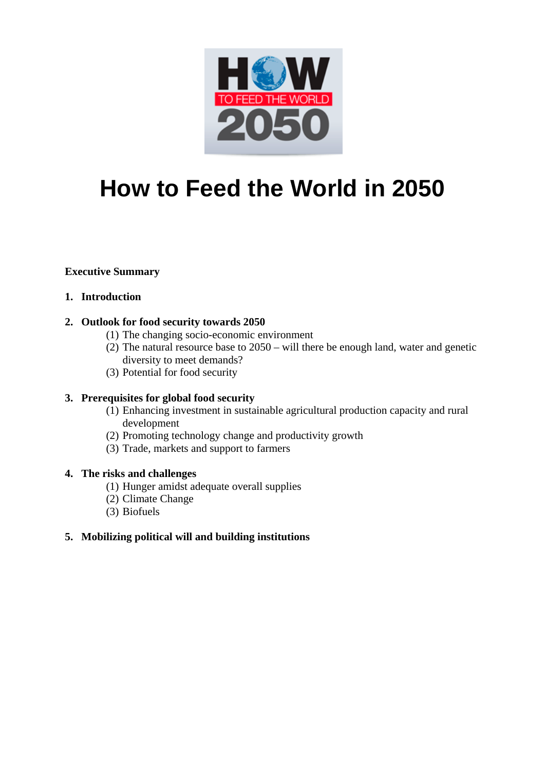# How to Feed the World in 2050

**Executive Summary**

1. **Introduction**

2. **Outlook for food security towards 2050**
   (1) The changing socio-economic environment
   (2) The natural resource base to 2050 – will there be enough land, water and genetic diversity to meet demands?
   (3) Potential for food security

3. **Prerequisites for global food security**
   (1) Enhancing investment in sustainable agricultural production capacity and rural development
   (2) Promoting technology change and productivity growth
   (3) Trade, markets and support to farmers

4. **The risks and challenges**
   (1) Hunger amidst adequate overall supplies
   (2) Climate Change
   (3) Biofuels

5. **Mobilizing political will and building institutions**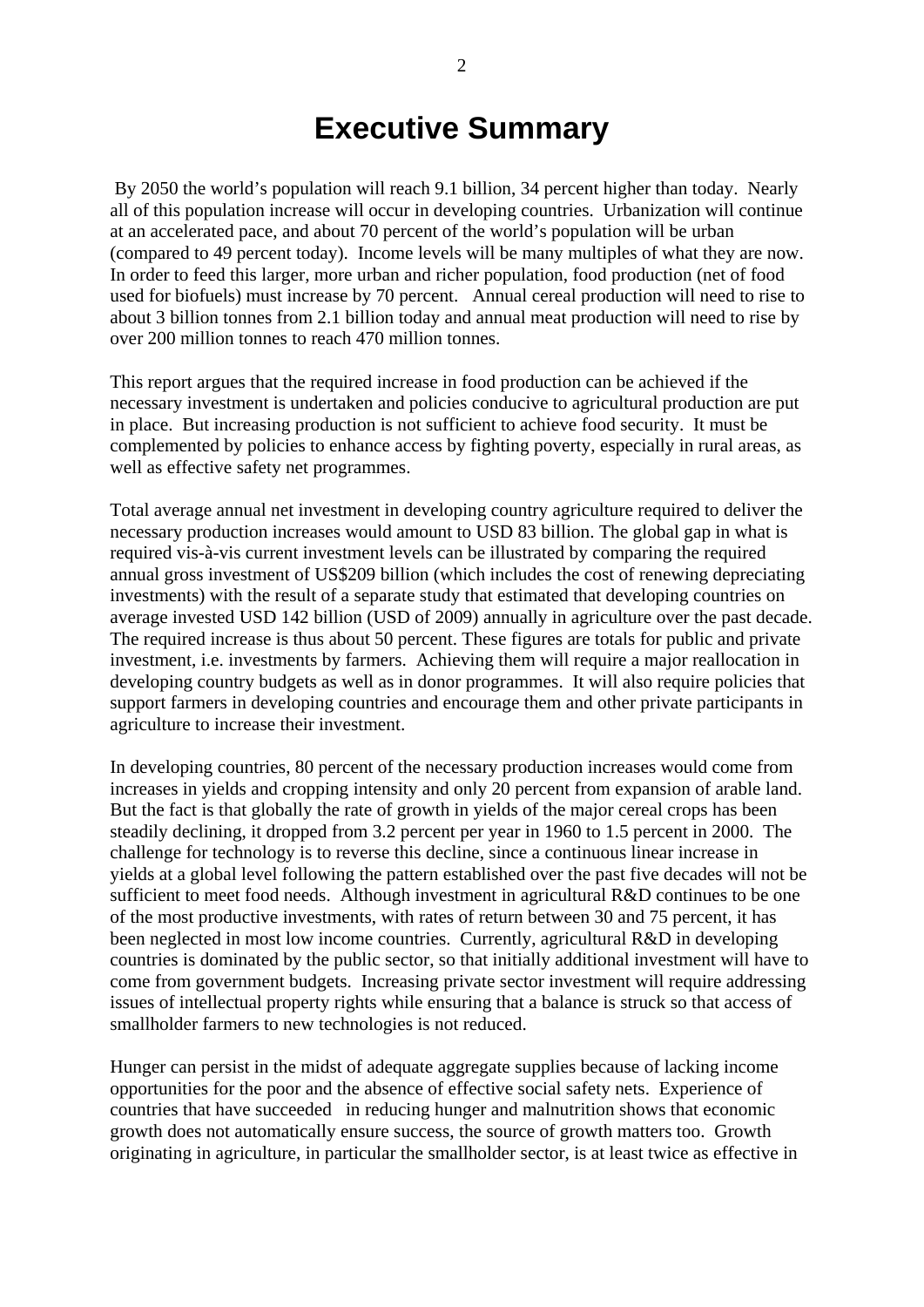# Executive Summary

By 2050 the world's population will reach 9.1 billion, 34 percent higher than today. Nearly all of this population increase will occur in developing countries. Urbanization will continue at an accelerated pace, and about 70 percent of the world's population will be urban (compared to 49 percent today). Income levels will be many multiples of what they are now. In order to feed this larger, more urban and richer population, food production (net of food used for biofuels) must increase by 70 percent. Annual cereal production will need to rise to about 3 billion tonnes from 2.1 billion today and annual meat production will need to rise by over 200 million tonnes to reach 470 million tonnes.

This report argues that the required increase in food production can be achieved if the necessary investment is undertaken and policies conducive to agricultural production are put in place. But increasing production is not sufficient to achieve food security. It must be complemented by policies to enhance access by fighting poverty, especially in rural areas, as well as effective safety net programmes.

Total average annual net investment in developing country agriculture required to deliver the necessary production increases would amount to USD 83 billion. The global gap in what is required vis-à-vis current investment levels can be illustrated by comparing the required annual gross investment of US$209 billion (which includes the cost of renewing depreciating investments) with the result of a separate study that estimated that developing countries on average invested USD 142 billion (USD of 2009) annually in agriculture over the past decade. The required increase is thus about 50 percent. These figures are totals for public and private investment, i.e. investments by farmers. Achieving them will require a major reallocation in developing country budgets as well as in donor programmes. It will also require policies that support farmers in developing countries and encourage them and other private participants in agriculture to increase their investment.

In developing countries, 80 percent of the necessary production increases would come from increases in yields and cropping intensity and only 20 percent from expansion of arable land. But the fact is that globally the rate of growth in yields of the major cereal crops has been steadily declining, it dropped from 3.2 percent per year in 1960 to 1.5 percent in 2000. The challenge for technology is to reverse this decline, since a continuous linear increase in yields at a global level following the pattern established over the past five decades will not be sufficient to meet food needs. Although investment in agricultural R&D continues to be one of the most productive investments, with rates of return between 30 and 75 percent, it has been neglected in most low income countries. Currently, agricultural R&D in developing countries is dominated by the public sector, so that initially additional investment will have to come from government budgets. Increasing private sector investment will require addressing issues of intellectual property rights while ensuring that a balance is struck so that access of smallholder farmers to new technologies is not reduced.

Hunger can persist in the midst of adequate aggregate supplies because of lacking income opportunities for the poor and the absence of effective social safety nets. Experience of countries that have succeeded in reducing hunger and malnutrition shows that economic growth does not automatically ensure success, the source of growth matters too. Growth originating in agriculture, in particular the smallholder sector, is at least twice as effective in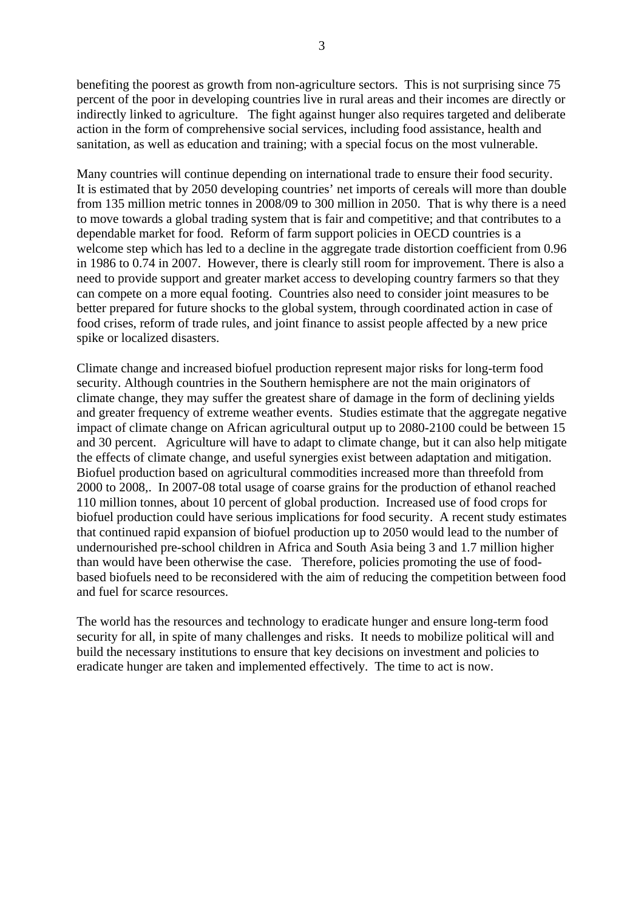benefiting the poorest as growth from non-agriculture sectors. This is not surprising since 75 percent of the poor in developing countries live in rural areas and their incomes are directly or indirectly linked to agriculture. The fight against hunger also requires targeted and deliberate action in the form of comprehensive social services, including food assistance, health and sanitation, as well as education and training; with a special focus on the most vulnerable.

Many countries will continue depending on international trade to ensure their food security. It is estimated that by 2050 developing countries' net imports of cereals will more than double from 135 million metric tonnes in 2008/09 to 300 million in 2050. That is why there is a need to move towards a global trading system that is fair and competitive; and that contributes to a dependable market for food. Reform of farm support policies in OECD countries is a welcome step which has led to a decline in the aggregate trade distortion coefficient from 0.96 in 1986 to 0.74 in 2007. However, there is clearly still room for improvement. There is also a need to provide support and greater market access to developing country farmers so that they can compete on a more equal footing. Countries also need to consider joint measures to be better prepared for future shocks to the global system, through coordinated action in case of food crises, reform of trade rules, and joint finance to assist people affected by a new price spike or localized disasters.

Climate change and increased biofuel production represent major risks for long-term food security. Although countries in the Southern hemisphere are not the main originators of climate change, they may suffer the greatest share of damage in the form of declining yields and greater frequency of extreme weather events. Studies estimate that the aggregate negative impact of climate change on African agricultural output up to 2080-2100 could be between 15 and 30 percent. Agriculture will have to adapt to climate change, but it can also help mitigate the effects of climate change, and useful synergies exist between adaptation and mitigation. Biofuel production based on agricultural commodities increased more than threefold from 2000 to 2008,. In 2007-08 total usage of coarse grains for the production of ethanol reached 110 million tonnes, about 10 percent of global production. Increased use of food crops for biofuel production could have serious implications for food security. A recent study estimates that continued rapid expansion of biofuel production up to 2050 would lead to the number of undernourished pre-school children in Africa and South Asia being 3 and 1.7 million higher than would have been otherwise the case. Therefore, policies promoting the use of food-based biofuels need to be reconsidered with the aim of reducing the competition between food and fuel for scarce resources.

The world has the resources and technology to eradicate hunger and ensure long-term food security for all, in spite of many challenges and risks. It needs to mobilize political will and build the necessary institutions to ensure that key decisions on investment and policies to eradicate hunger are taken and implemented effectively. The time to act is now.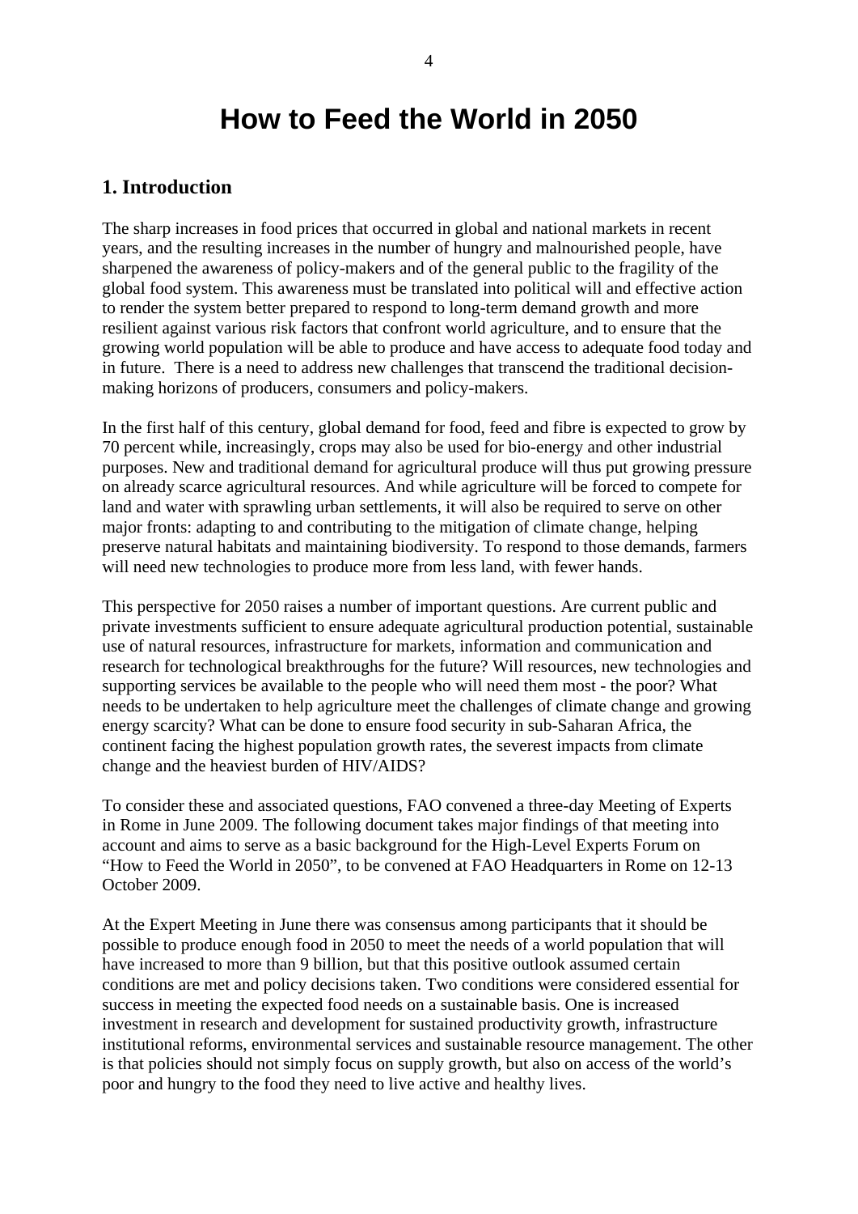# How to Feed the World in 2050

## 1. Introduction

The sharp increases in food prices that occurred in global and national markets in recent years, and the resulting increases in the number of hungry and malnourished people, have sharpened the awareness of policy-makers and of the general public to the fragility of the global food system. This awareness must be translated into political will and effective action to render the system better prepared to respond to long-term demand growth and more resilient against various risk factors that confront world agriculture, and to ensure that the growing world population will be able to produce and have access to adequate food today and in future. There is a need to address new challenges that transcend the traditional decision-making horizons of producers, consumers and policy-makers.

In the first half of this century, global demand for food, feed and fibre is expected to grow by 70 percent while, increasingly, crops may also be used for bio-energy and other industrial purposes. New and traditional demand for agricultural produce will thus put growing pressure on already scarce agricultural resources. And while agriculture will be forced to compete for land and water with sprawling urban settlements, it will also be required to serve on other major fronts: adapting to and contributing to the mitigation of climate change, helping preserve natural habitats and maintaining biodiversity. To respond to those demands, farmers will need new technologies to produce more from less land, with fewer hands.

This perspective for 2050 raises a number of important questions. Are current public and private investments sufficient to ensure adequate agricultural production potential, sustainable use of natural resources, infrastructure for markets, information and communication and research for technological breakthroughs for the future? Will resources, new technologies and supporting services be available to the people who will need them most - the poor? What needs to be undertaken to help agriculture meet the challenges of climate change and growing energy scarcity? What can be done to ensure food security in sub-Saharan Africa, the continent facing the highest population growth rates, the severest impacts from climate change and the heaviest burden of HIV/AIDS?

To consider these and associated questions, FAO convened a three-day Meeting of Experts in Rome in June 2009. The following document takes major findings of that meeting into account and aims to serve as a basic background for the High-Level Experts Forum on "How to Feed the World in 2050", to be convened at FAO Headquarters in Rome on 12-13 October 2009.

At the Expert Meeting in June there was consensus among participants that it should be possible to produce enough food in 2050 to meet the needs of a world population that will have increased to more than 9 billion, but that this positive outlook assumed certain conditions are met and policy decisions taken. Two conditions were considered essential for success in meeting the expected food needs on a sustainable basis. One is increased investment in research and development for sustained productivity growth, infrastructure institutional reforms, environmental services and sustainable resource management. The other is that policies should not simply focus on supply growth, but also on access of the world's poor and hungry to the food they need to live active and healthy lives.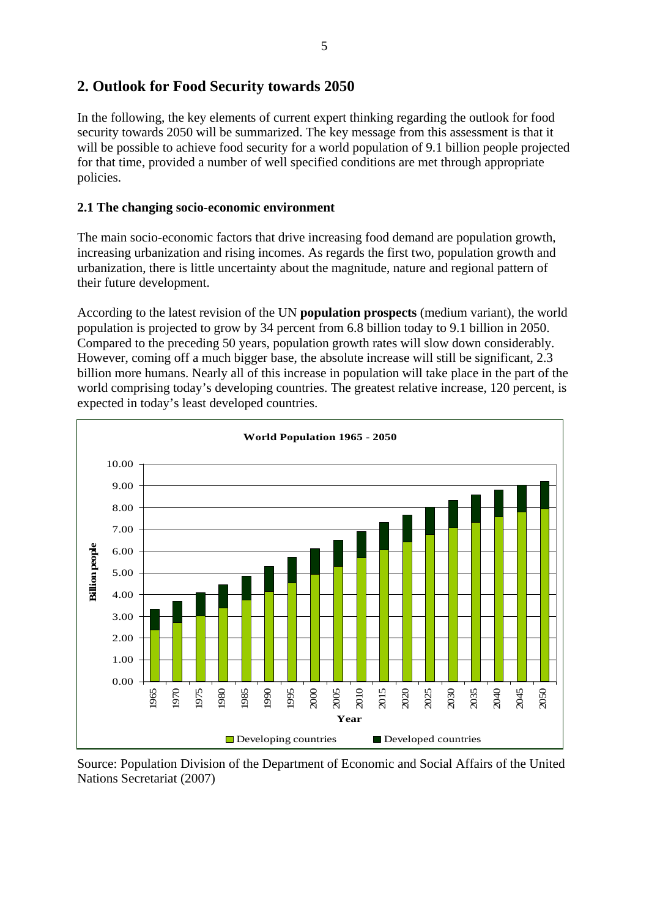## 2. Outlook for Food Security towards 2050

In the following, the key elements of current expert thinking regarding the outlook for food security towards 2050 will be summarized. The key message from this assessment is that it will be possible to achieve food security for a world population of 9.1 billion people projected for that time, provided a number of well specified conditions are met through appropriate policies.

### 2.1 The changing socio-economic environment

The main socio-economic factors that drive increasing food demand are population growth, increasing urbanization and rising incomes. As regards the first two, population growth and urbanization, there is little uncertainty about the magnitude, nature and regional pattern of their future development.

According to the latest revision of the UN **population prospects** (medium variant), the world population is projected to grow by 34 percent from 6.8 billion today to 9.1 billion in 2050. Compared to the preceding 50 years, population growth rates will slow down considerably. However, coming off a much bigger base, the absolute increase will still be significant, 2.3 billion more humans. Nearly all of this increase in population will take place in the part of the world comprising today's developing countries. The greatest relative increase, 120 percent, is expected in today's least developed countries.

World Population 1965 - 2050

Billion people

10.00
9.00
8.00
7.00
6.00
5.00
4.00
3.00
2.00
1.00
0.00

1965 1970 1975 1980 1985 1990 1995 2000 2005 2010 2015 2020 2025 2030 2035 2040 2045 2050

Year

Developing countries
Developed countries

Source: Population Division of the Department of Economic and Social Affairs of the United Nations Secretariat (2007)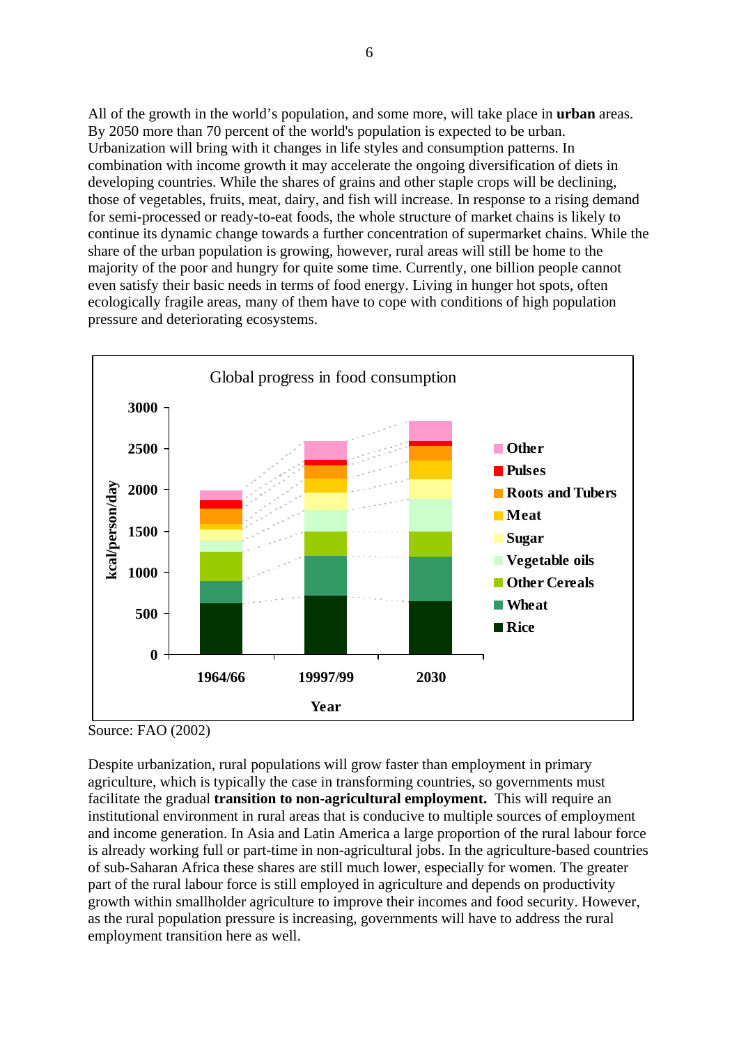All of the growth in the world's population, and some more, will take place in **urban** areas. By 2050 more than 70 percent of the world's population is expected to be urban. Urbanization will bring with it changes in life styles and consumption patterns. In combination with income growth it may accelerate the ongoing diversification of diets in developing countries. While the shares of grains and other staple crops will be declining, those of vegetables, fruits, meat, dairy, and fish will increase. In response to a rising demand for semi-processed or ready-to-eat foods, the whole structure of market chains is likely to continue its dynamic change towards a further concentration of supermarket chains. While the share of the urban population is growing, however, rural areas will still be home to the majority of the poor and hungry for quite some time. Currently, one billion people cannot even satisfy their basic needs in terms of food energy. Living in hunger hot spots, often ecologically fragile areas, many of them have to cope with conditions of high population pressure and deteriorating ecosystems.

Global progress in food consumption

kcal/person/day

3000
2500
2000
1500
1000
500
0

1964/66
19997/99
2030

Year

Other
Pulses
Roots and Tubers
Meat
Sugar
Vegetable oils
Other Cereals
Wheat
Rice

Source: FAO (2002)

Despite urbanization, rural populations will grow faster than employment in primary agriculture, which is typically the case in transforming countries, so governments must facilitate the gradual **transition to non-agricultural employment.** This will require an institutional environment in rural areas that is conducive to multiple sources of employment and income generation. In Asia and Latin America a large proportion of the rural labour force is already working full or part-time in non-agricultural jobs. In the agriculture-based countries of sub-Saharan Africa these shares are still much lower, especially for women. The greater part of the rural labour force is still employed in agriculture and depends on productivity growth within smallholder agriculture to improve their incomes and food security. However, as the rural population pressure is increasing, governments will have to address the rural employment transition here as well.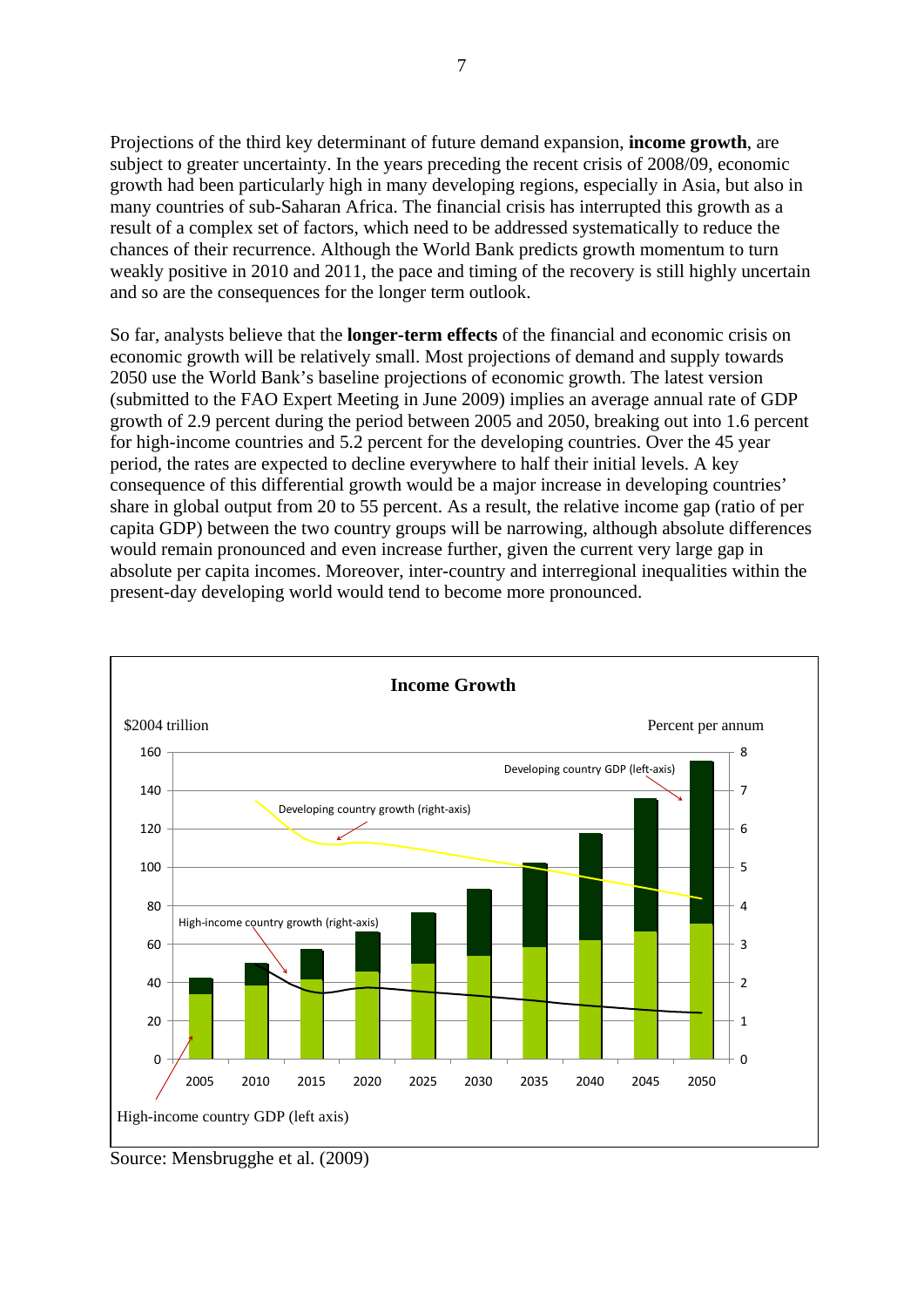Projections of the third key determinant of future demand expansion, **income growth**, are subject to greater uncertainty. In the years preceding the recent crisis of 2008/09, economic growth had been particularly high in many developing regions, especially in Asia, but also in many countries of sub-Saharan Africa. The financial crisis has interrupted this growth as a result of a complex set of factors, which need to be addressed systematically to reduce the chances of their recurrence. Although the World Bank predicts growth momentum to turn weakly positive in 2010 and 2011, the pace and timing of the recovery is still highly uncertain and so are the consequences for the longer term outlook.

So far, analysts believe that the **longer-term effects** of the financial and economic crisis on economic growth will be relatively small. Most projections of demand and supply towards 2050 use the World Bank's baseline projections of economic growth. The latest version (submitted to the FAO Expert Meeting in June 2009) implies an average annual rate of GDP growth of 2.9 percent during the period between 2005 and 2050, breaking out into 1.6 percent for high-income countries and 5.2 percent for the developing countries. Over the 45 year period, the rates are expected to decline everywhere to half their initial levels. A key consequence of this differential growth would be a major increase in developing countries' share in global output from 20 to 55 percent. As a result, the relative income gap (ratio of per capita GDP) between the two country groups will be narrowing, although absolute differences would remain pronounced and even increase further, given the current very large gap in absolute per capita incomes. Moreover, inter-country and interregional inequalities within the present-day developing world would tend to become more pronounced.

**Income Growth**

$2004 trillion

Percent per annum

160
140
120
100
80
60
40
20
0

8
7
6
5
4
3
2
1
0

Developing country GDP (left-axis)

Developing country growth (right-axis)

High-income country growth (right-axis)

2005 2010 2015 2020 2025 2030 2035 2040 2045 2050

High-income country GDP (left axis)

Source: Mensbrugghe et al. (2009)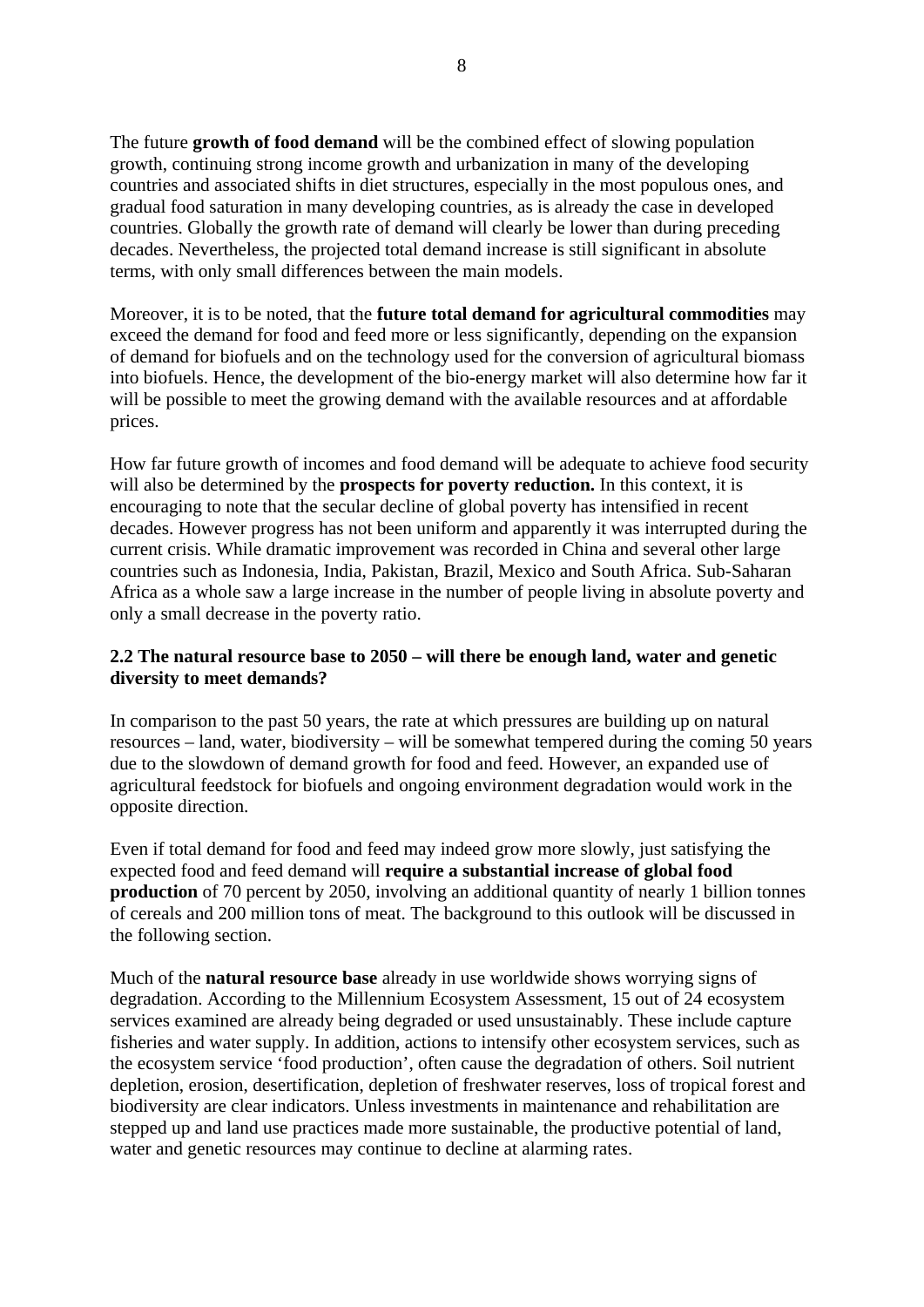The future **growth of food demand** will be the combined effect of slowing population growth, continuing strong income growth and urbanization in many of the developing countries and associated shifts in diet structures, especially in the most populous ones, and gradual food saturation in many developing countries, as is already the case in developed countries. Globally the growth rate of demand will clearly be lower than during preceding decades. Nevertheless, the projected total demand increase is still significant in absolute terms, with only small differences between the main models.

Moreover, it is to be noted, that the **future total demand for agricultural commodities** may exceed the demand for food and feed more or less significantly, depending on the expansion of demand for biofuels and on the technology used for the conversion of agricultural biomass into biofuels. Hence, the development of the bio-energy market will also determine how far it will be possible to meet the growing demand with the available resources and at affordable prices.

How far future growth of incomes and food demand will be adequate to achieve food security will also be determined by the **prospects for poverty reduction.** In this context, it is encouraging to note that the secular decline of global poverty has intensified in recent decades. However progress has not been uniform and apparently it was interrupted during the current crisis. While dramatic improvement was recorded in China and several other large countries such as Indonesia, India, Pakistan, Brazil, Mexico and South Africa. Sub-Saharan Africa as a whole saw a large increase in the number of people living in absolute poverty and only a small decrease in the poverty ratio.

### 2.2 The natural resource base to 2050 – will there be enough land, water and genetic diversity to meet demands?

In comparison to the past 50 years, the rate at which pressures are building up on natural resources – land, water, biodiversity – will be somewhat tempered during the coming 50 years due to the slowdown of demand growth for food and feed. However, an expanded use of agricultural feedstock for biofuels and ongoing environment degradation would work in the opposite direction.

Even if total demand for food and feed may indeed grow more slowly, just satisfying the expected food and feed demand will **require a substantial increase of global food production** of 70 percent by 2050, involving an additional quantity of nearly 1 billion tonnes of cereals and 200 million tons of meat. The background to this outlook will be discussed in the following section.

Much of the **natural resource base** already in use worldwide shows worrying signs of degradation. According to the Millennium Ecosystem Assessment, 15 out of 24 ecosystem services examined are already being degraded or used unsustainably. These include capture fisheries and water supply. In addition, actions to intensify other ecosystem services, such as the ecosystem service 'food production', often cause the degradation of others. Soil nutrient depletion, erosion, desertification, depletion of freshwater reserves, loss of tropical forest and biodiversity are clear indicators. Unless investments in maintenance and rehabilitation are stepped up and land use practices made more sustainable, the productive potential of land, water and genetic resources may continue to decline at alarming rates.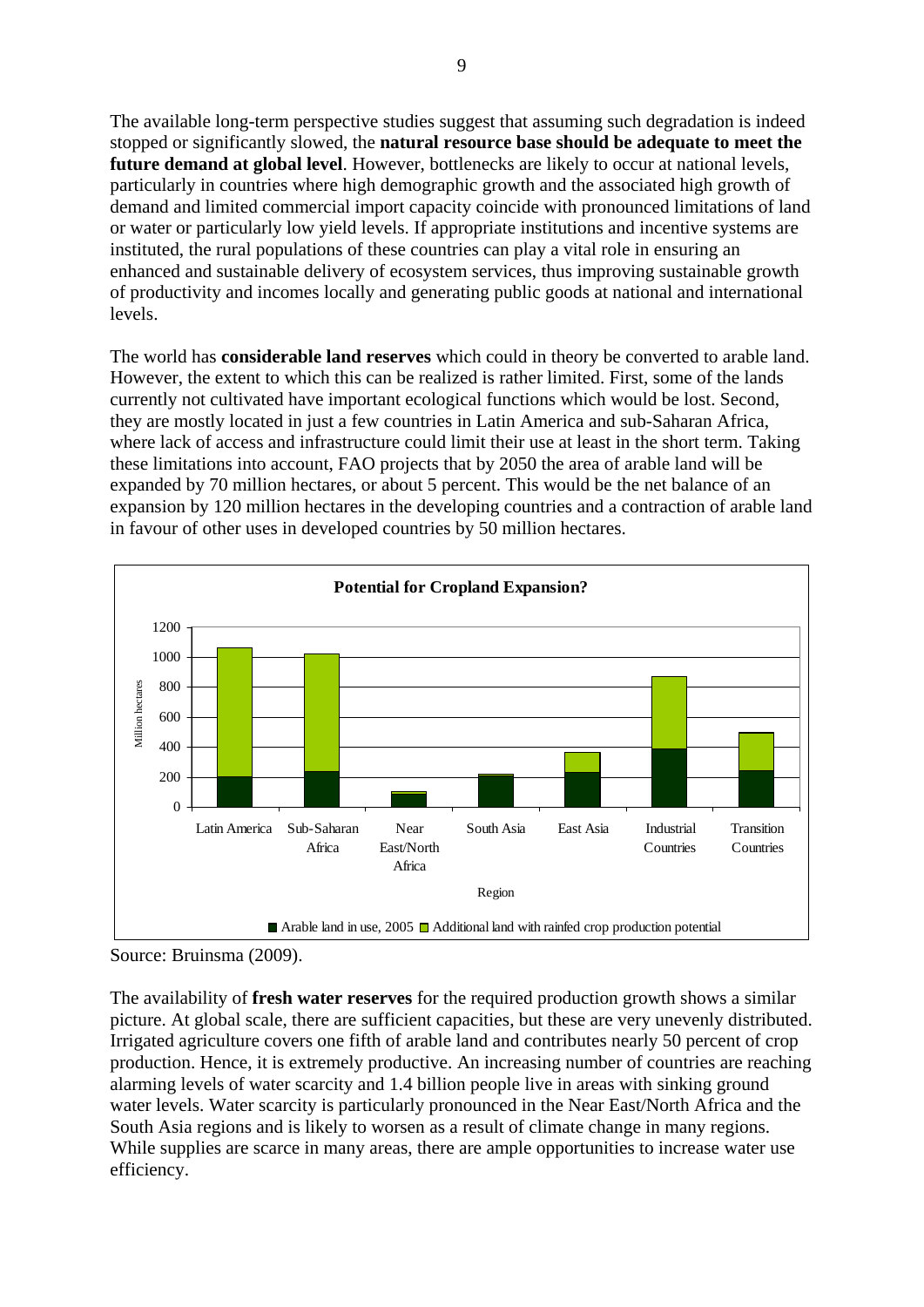The available long-term perspective studies suggest that assuming such degradation is indeed stopped or significantly slowed, the **natural resource base should be adequate to meet the future demand at global level**. However, bottlenecks are likely to occur at national levels, particularly in countries where high demographic growth and the associated high growth of demand and limited commercial import capacity coincide with pronounced limitations of land or water or particularly low yield levels. If appropriate institutions and incentive systems are instituted, the rural populations of these countries can play a vital role in ensuring an enhanced and sustainable delivery of ecosystem services, thus improving sustainable growth of productivity and incomes locally and generating public goods at national and international levels.

The world has **considerable land reserves** which could in theory be converted to arable land. However, the extent to which this can be realized is rather limited. First, some of the lands currently not cultivated have important ecological functions which would be lost. Second, they are mostly located in just a few countries in Latin America and sub-Saharan Africa, where lack of access and infrastructure could limit their use at least in the short term. Taking these limitations into account, FAO projects that by 2050 the area of arable land will be expanded by 70 million hectares, or about 5 percent. This would be the net balance of an expansion by 120 million hectares in the developing countries and a contraction of arable land in favour of other uses in developed countries by 50 million hectares.

**Potential for Cropland Expansion?**

Million hectares

1200
1000
800
600
400
200
0

Latin America
Sub-Saharan Africa
Near East/North Africa
South Asia
East Asia
Industrial Countries
Transition Countries

Region

Arable land in use, 2005
Additional land with rainfed crop production potential

Source: Bruinsma (2009).

The availability of **fresh water reserves** for the required production growth shows a similar picture. At global scale, there are sufficient capacities, but these are very unevenly distributed. Irrigated agriculture covers one fifth of arable land and contributes nearly 50 percent of crop production. Hence, it is extremely productive. An increasing number of countries are reaching alarming levels of water scarcity and 1.4 billion people live in areas with sinking ground water levels. Water scarcity is particularly pronounced in the Near East/North Africa and the South Asia regions and is likely to worsen as a result of climate change in many regions. While supplies are scarce in many areas, there are ample opportunities to increase water use efficiency.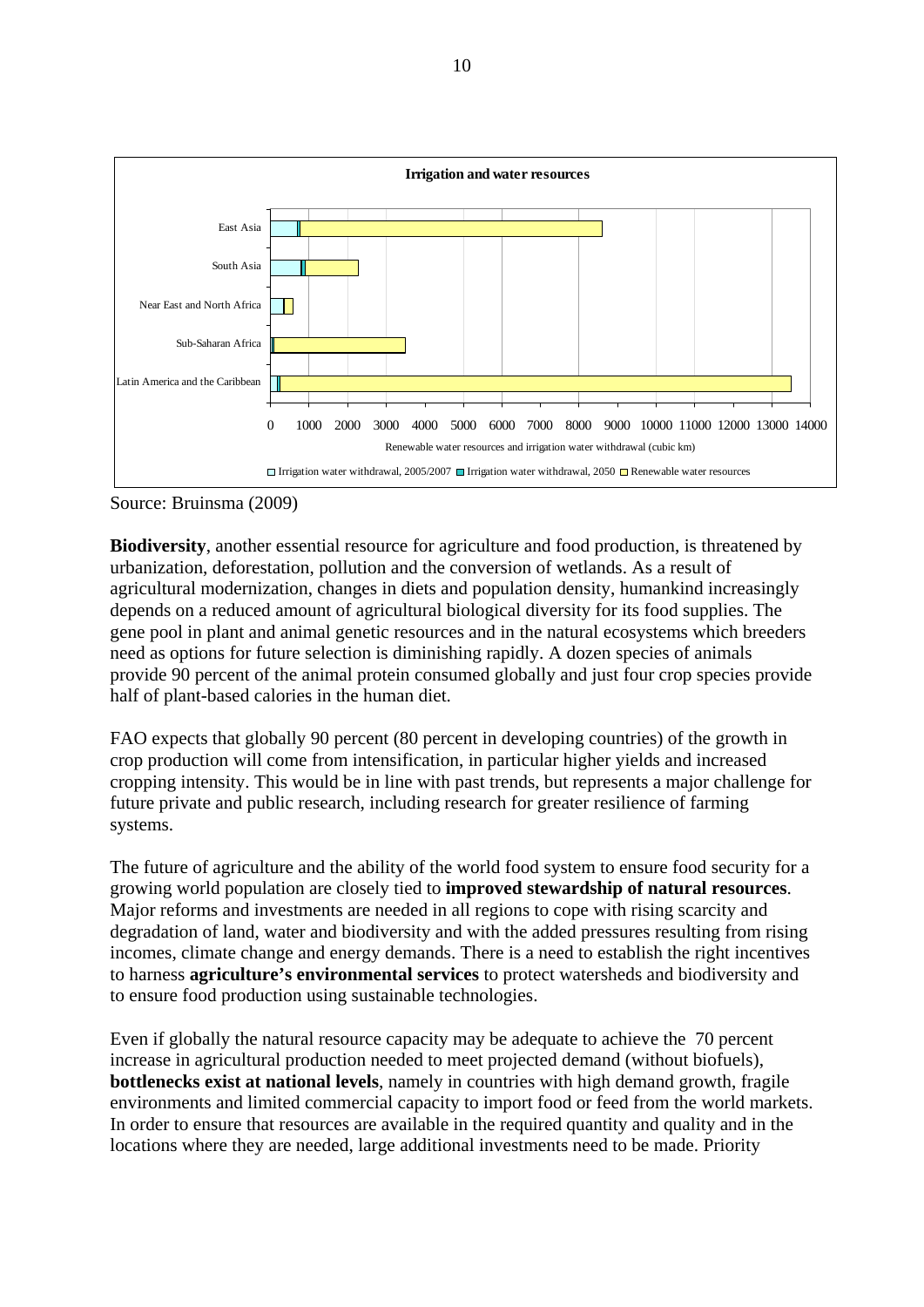**Irrigation and water resources**

East Asia

South Asia

Near East and North Africa

Sub-Saharan Africa

Latin America and the Caribbean

0 1000 2000 3000 4000 5000 6000 7000 8000 9000 10000 11000 12000 13000 14000

Renewable water resources and irrigation water withdrawal (cubic km)

Irrigation water withdrawal, 2005/2007 Irrigation water withdrawal, 2050 Renewable water resources

Source: Bruinsma (2009)

**Biodiversity**, another essential resource for agriculture and food production, is threatened by urbanization, deforestation, pollution and the conversion of wetlands. As a result of agricultural modernization, changes in diets and population density, humankind increasingly depends on a reduced amount of agricultural biological diversity for its food supplies. The gene pool in plant and animal genetic resources and in the natural ecosystems which breeders need as options for future selection is diminishing rapidly. A dozen species of animals provide 90 percent of the animal protein consumed globally and just four crop species provide half of plant-based calories in the human diet.

FAO expects that globally 90 percent (80 percent in developing countries) of the growth in crop production will come from intensification, in particular higher yields and increased cropping intensity. This would be in line with past trends, but represents a major challenge for future private and public research, including research for greater resilience of farming systems.

The future of agriculture and the ability of the world food system to ensure food security for a growing world population are closely tied to **improved stewardship of natural resources**. Major reforms and investments are needed in all regions to cope with rising scarcity and degradation of land, water and biodiversity and with the added pressures resulting from rising incomes, climate change and energy demands. There is a need to establish the right incentives to harness **agriculture's environmental services** to protect watersheds and biodiversity and to ensure food production using sustainable technologies.

Even if globally the natural resource capacity may be adequate to achieve the 70 percent increase in agricultural production needed to meet projected demand (without biofuels), **bottlenecks exist at national levels**, namely in countries with high demand growth, fragile environments and limited commercial capacity to import food or feed from the world markets. In order to ensure that resources are available in the required quantity and quality and in the locations where they are needed, large additional investments need to be made. Priority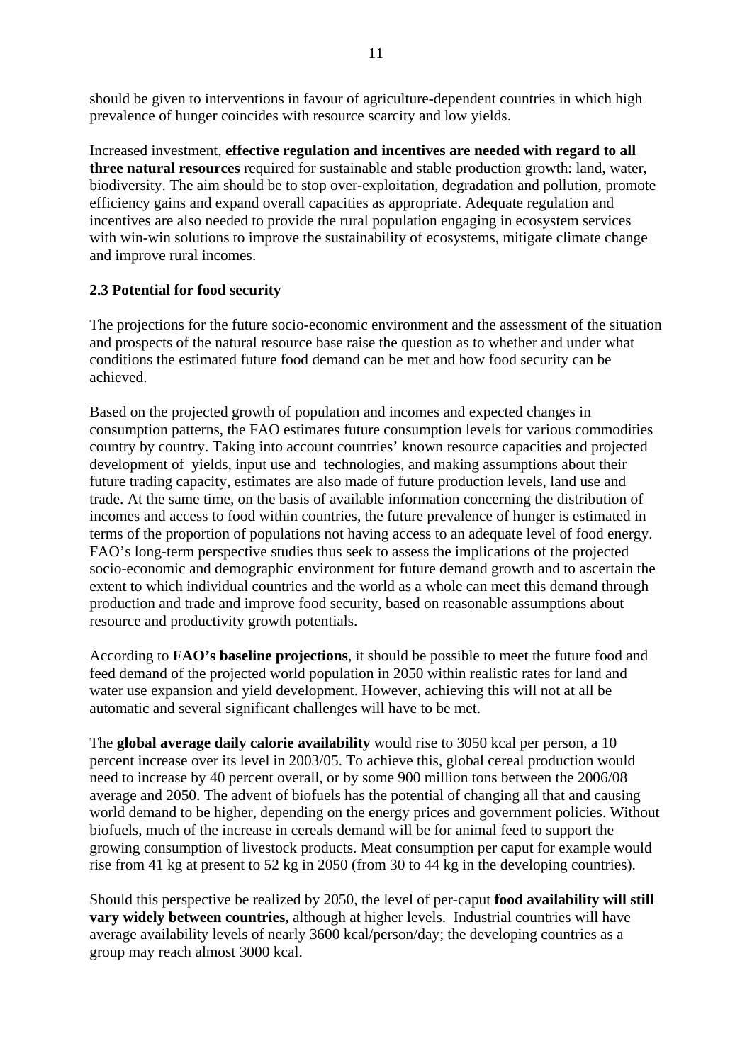should be given to interventions in favour of agriculture-dependent countries in which high prevalence of hunger coincides with resource scarcity and low yields.

Increased investment, **effective regulation and incentives are needed with regard to all three natural resources** required for sustainable and stable production growth: land, water, biodiversity. The aim should be to stop over-exploitation, degradation and pollution, promote efficiency gains and expand overall capacities as appropriate. Adequate regulation and incentives are also needed to provide the rural population engaging in ecosystem services with win-win solutions to improve the sustainability of ecosystems, mitigate climate change and improve rural incomes.

### 2.3 Potential for food security

The projections for the future socio-economic environment and the assessment of the situation and prospects of the natural resource base raise the question as to whether and under what conditions the estimated future food demand can be met and how food security can be achieved.

Based on the projected growth of population and incomes and expected changes in consumption patterns, the FAO estimates future consumption levels for various commodities country by country. Taking into account countries' known resource capacities and projected development of yields, input use and technologies, and making assumptions about their future trading capacity, estimates are also made of future production levels, land use and trade. At the same time, on the basis of available information concerning the distribution of incomes and access to food within countries, the future prevalence of hunger is estimated in terms of the proportion of populations not having access to an adequate level of food energy. FAO's long-term perspective studies thus seek to assess the implications of the projected socio-economic and demographic environment for future demand growth and to ascertain the extent to which individual countries and the world as a whole can meet this demand through production and trade and improve food security, based on reasonable assumptions about resource and productivity growth potentials.

According to **FAO's baseline projections**, it should be possible to meet the future food and feed demand of the projected world population in 2050 within realistic rates for land and water use expansion and yield development. However, achieving this will not at all be automatic and several significant challenges will have to be met.

The **global average daily calorie availability** would rise to 3050 kcal per person, a 10 percent increase over its level in 2003/05. To achieve this, global cereal production would need to increase by 40 percent overall, or by some 900 million tons between the 2006/08 average and 2050. The advent of biofuels has the potential of changing all that and causing world demand to be higher, depending on the energy prices and government policies. Without biofuels, much of the increase in cereals demand will be for animal feed to support the growing consumption of livestock products. Meat consumption per caput for example would rise from 41 kg at present to 52 kg in 2050 (from 30 to 44 kg in the developing countries).

Should this perspective be realized by 2050, the level of per-caput **food availability will still vary widely between countries,** although at higher levels. Industrial countries will have average availability levels of nearly 3600 kcal/person/day; the developing countries as a group may reach almost 3000 kcal.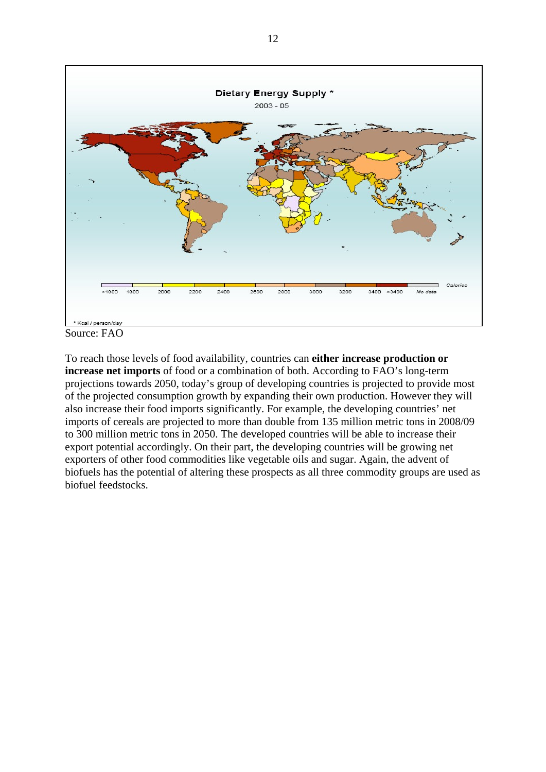Dietary Energy Supply *

2003 - 05

<1800 1800 2000 2200 2400 2600 2800 3000 3200 3400 >3400 No data

Calories

* Kcal / person/day

Source: FAO

To reach those levels of food availability, countries can **either increase production or increase net imports** of food or a combination of both. According to FAO's long-term projections towards 2050, today's group of developing countries is projected to provide most of the projected consumption growth by expanding their own production. However they will also increase their food imports significantly. For example, the developing countries' net imports of cereals are projected to more than double from 135 million metric tons in 2008/09 to 300 million metric tons in 2050. The developed countries will be able to increase their export potential accordingly. On their part, the developing countries will be growing net exporters of other food commodities like vegetable oils and sugar. Again, the advent of biofuels has the potential of altering these prospects as all three commodity groups are used as biofuel feedstocks.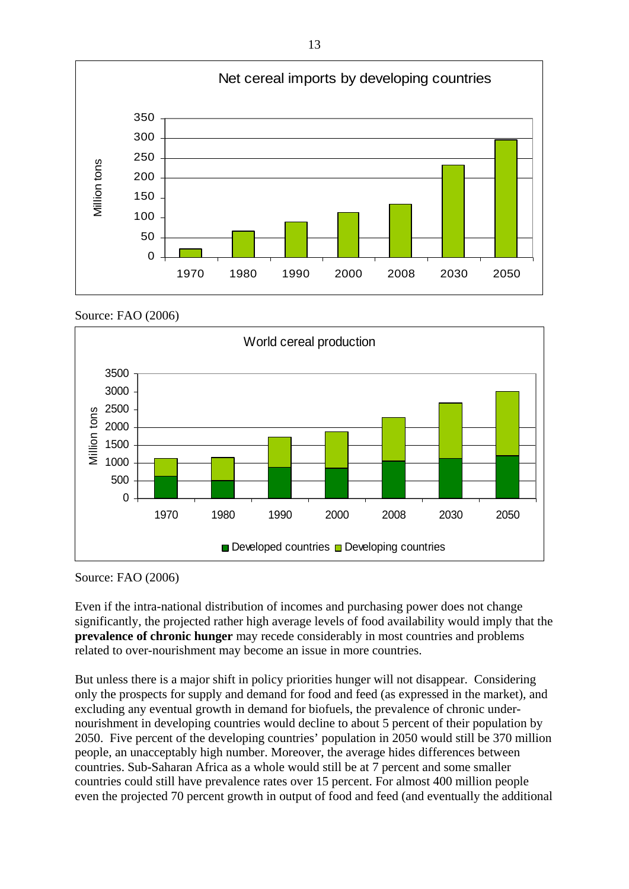Net cereal imports by developing countries

Million tons

350
300
250
200
150
100
50
0

1970 1980 1990 2000 2008 2030 2050

Source: FAO (2006)

World cereal production

Million tons

3500
3000
2500
2000
1500
1000
500
0

1970 1980 1990 2000 2008 2030 2050

Developed countries Developing countries

Source: FAO (2006)

Even if the intra-national distribution of incomes and purchasing power does not change significantly, the projected rather high average levels of food availability would imply that the **prevalence of chronic hunger** may recede considerably in most countries and problems related to over-nourishment may become an issue in more countries.

But unless there is a major shift in policy priorities hunger will not disappear. Considering only the prospects for supply and demand for food and feed (as expressed in the market), and excluding any eventual growth in demand for biofuels, the prevalence of chronic under-nourishment in developing countries would decline to about 5 percent of their population by 2050. Five percent of the developing countries' population in 2050 would still be 370 million people, an unacceptably high number. Moreover, the average hides differences between countries. Sub-Saharan Africa as a whole would still be at 7 percent and some smaller countries could still have prevalence rates over 15 percent. For almost 400 million people even the projected 70 percent growth in output of food and feed (and eventually the additional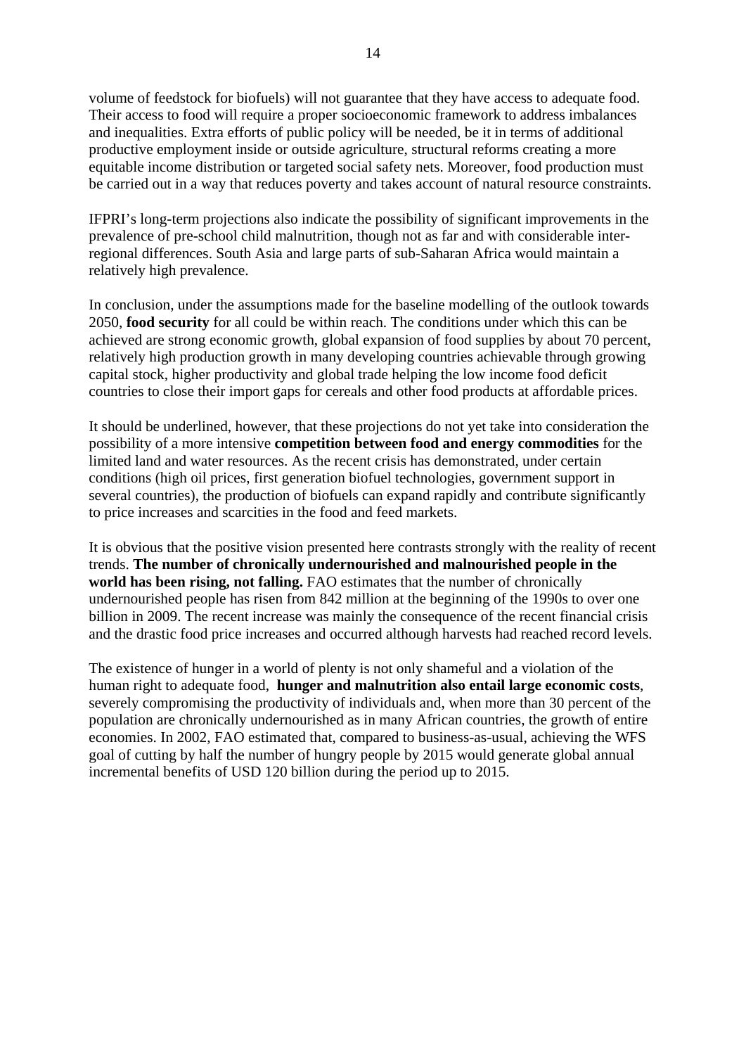volume of feedstock for biofuels) will not guarantee that they have access to adequate food. Their access to food will require a proper socioeconomic framework to address imbalances and inequalities. Extra efforts of public policy will be needed, be it in terms of additional productive employment inside or outside agriculture, structural reforms creating a more equitable income distribution or targeted social safety nets. Moreover, food production must be carried out in a way that reduces poverty and takes account of natural resource constraints.

IFPRI's long-term projections also indicate the possibility of significant improvements in the prevalence of pre-school child malnutrition, though not as far and with considerable inter-regional differences. South Asia and large parts of sub-Saharan Africa would maintain a relatively high prevalence.

In conclusion, under the assumptions made for the baseline modelling of the outlook towards 2050, **food security** for all could be within reach. The conditions under which this can be achieved are strong economic growth, global expansion of food supplies by about 70 percent, relatively high production growth in many developing countries achievable through growing capital stock, higher productivity and global trade helping the low income food deficit countries to close their import gaps for cereals and other food products at affordable prices.

It should be underlined, however, that these projections do not yet take into consideration the possibility of a more intensive **competition between food and energy commodities** for the limited land and water resources. As the recent crisis has demonstrated, under certain conditions (high oil prices, first generation biofuel technologies, government support in several countries), the production of biofuels can expand rapidly and contribute significantly to price increases and scarcities in the food and feed markets.

It is obvious that the positive vision presented here contrasts strongly with the reality of recent trends. **The number of chronically undernourished and malnourished people in the world has been rising, not falling.** FAO estimates that the number of chronically undernourished people has risen from 842 million at the beginning of the 1990s to over one billion in 2009. The recent increase was mainly the consequence of the recent financial crisis and the drastic food price increases and occurred although harvests had reached record levels.

The existence of hunger in a world of plenty is not only shameful and a violation of the human right to adequate food, **hunger and malnutrition also entail large economic costs**, severely compromising the productivity of individuals and, when more than 30 percent of the population are chronically undernourished as in many African countries, the growth of entire economies. In 2002, FAO estimated that, compared to business-as-usual, achieving the WFS goal of cutting by half the number of hungry people by 2015 would generate global annual incremental benefits of USD 120 billion during the period up to 2015.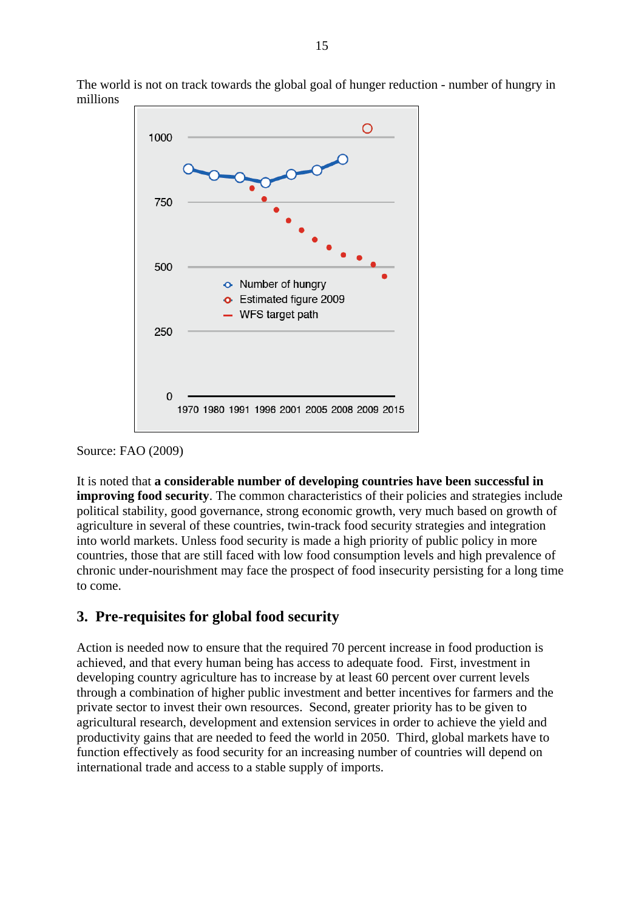The world is not on track towards the global goal of hunger reduction - number of hungry in millions

1000
750
500
250
0
1970 1980 1991 1996 2001 2005 2008 2009 2015

Number of hungry
Estimated figure 2009
WFS target path

Source: FAO (2009)

It is noted that **a considerable number of developing countries have been successful in improving food security**. The common characteristics of their policies and strategies include political stability, good governance, strong economic growth, very much based on growth of agriculture in several of these countries, twin-track food security strategies and integration into world markets. Unless food security is made a high priority of public policy in more countries, those that are still faced with low food consumption levels and high prevalence of chronic under-nourishment may face the prospect of food insecurity persisting for a long time to come.

## 3. Pre-requisites for global food security

Action is needed now to ensure that the required 70 percent increase in food production is achieved, and that every human being has access to adequate food. First, investment in developing country agriculture has to increase by at least 60 percent over current levels through a combination of higher public investment and better incentives for farmers and the private sector to invest their own resources. Second, greater priority has to be given to agricultural research, development and extension services in order to achieve the yield and productivity gains that are needed to feed the world in 2050. Third, global markets have to function effectively as food security for an increasing number of countries will depend on international trade and access to a stable supply of imports.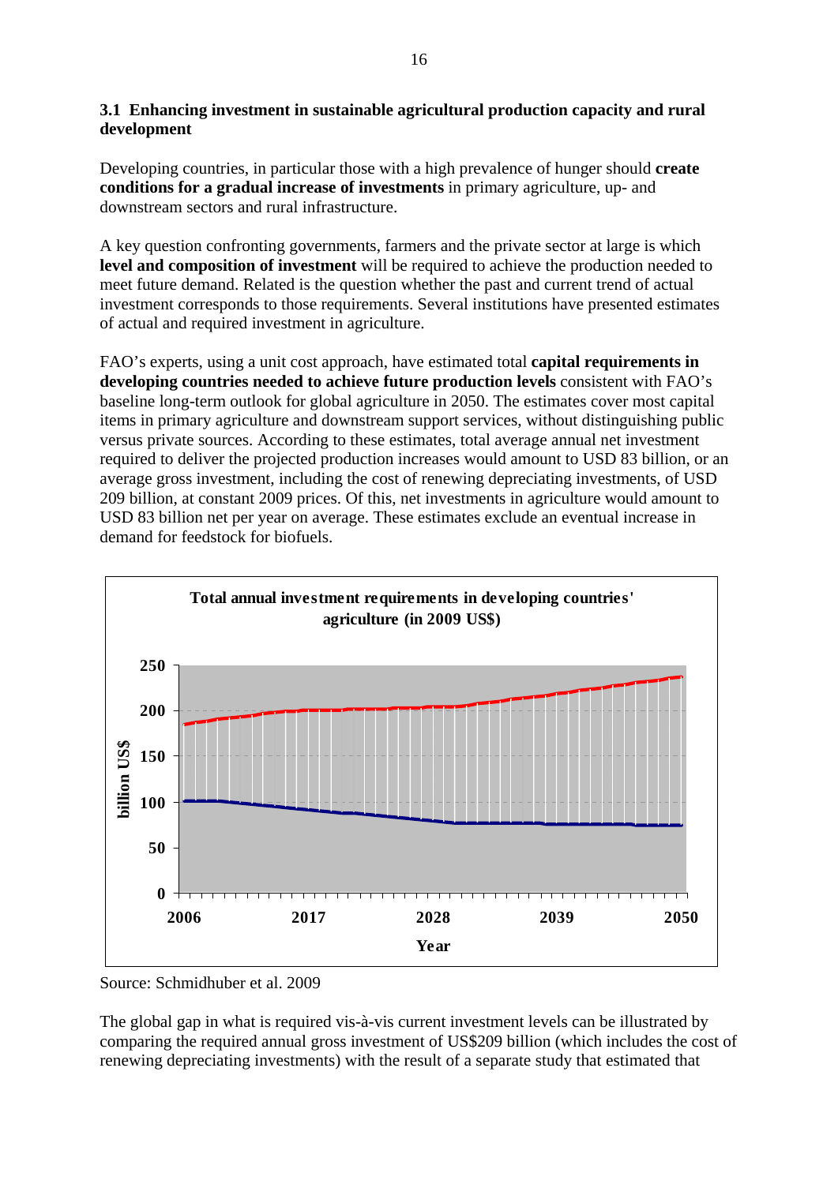### 3.1 Enhancing investment in sustainable agricultural production capacity and rural development

Developing countries, in particular those with a high prevalence of hunger should **create conditions for a gradual increase of investments** in primary agriculture, up- and downstream sectors and rural infrastructure.

A key question confronting governments, farmers and the private sector at large is which **level and composition of investment** will be required to achieve the production needed to meet future demand. Related is the question whether the past and current trend of actual investment corresponds to those requirements. Several institutions have presented estimates of actual and required investment in agriculture.

FAO's experts, using a unit cost approach, have estimated total **capital requirements in developing countries needed to achieve future production levels** consistent with FAO's baseline long-term outlook for global agriculture in 2050. The estimates cover most capital items in primary agriculture and downstream support services, without distinguishing public versus private sources. According to these estimates, total average annual net investment required to deliver the projected production increases would amount to USD 83 billion, or an average gross investment, including the cost of renewing depreciating investments, of USD 209 billion, at constant 2009 prices. Of this, net investments in agriculture would amount to USD 83 billion net per year on average. These estimates exclude an eventual increase in demand for feedstock for biofuels.

**Total annual investment requirements in developing countries' agriculture (in 2009 US$)**

Source: Schmidhuber et al. 2009

The global gap in what is required vis-à-vis current investment levels can be illustrated by comparing the required annual gross investment of US$209 billion (which includes the cost of renewing depreciating investments) with the result of a separate study that estimated that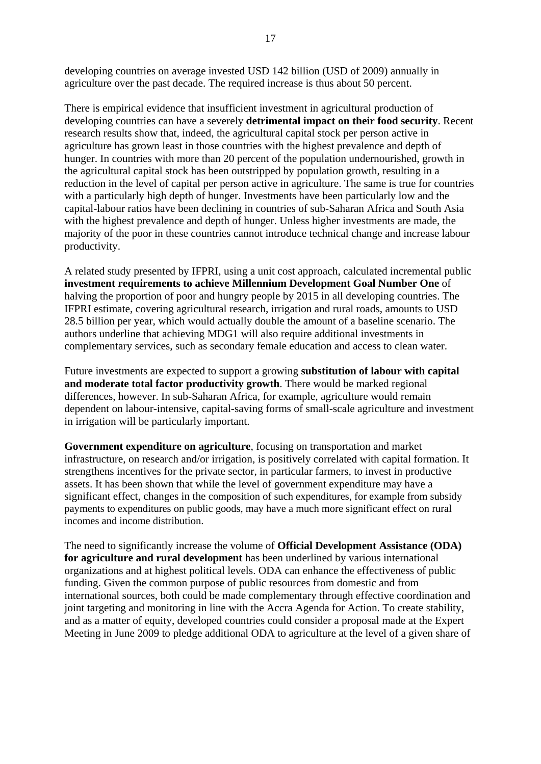developing countries on average invested USD 142 billion (USD of 2009) annually in agriculture over the past decade. The required increase is thus about 50 percent.

There is empirical evidence that insufficient investment in agricultural production of developing countries can have a severely **detrimental impact on their food security**. Recent research results show that, indeed, the agricultural capital stock per person active in agriculture has grown least in those countries with the highest prevalence and depth of hunger. In countries with more than 20 percent of the population undernourished, growth in the agricultural capital stock has been outstripped by population growth, resulting in a reduction in the level of capital per person active in agriculture. The same is true for countries with a particularly high depth of hunger. Investments have been particularly low and the capital-labour ratios have been declining in countries of sub-Saharan Africa and South Asia with the highest prevalence and depth of hunger. Unless higher investments are made, the majority of the poor in these countries cannot introduce technical change and increase labour productivity.

A related study presented by IFPRI, using a unit cost approach, calculated incremental public **investment requirements to achieve Millennium Development Goal Number One** of halving the proportion of poor and hungry people by 2015 in all developing countries. The IFPRI estimate, covering agricultural research, irrigation and rural roads, amounts to USD 28.5 billion per year, which would actually double the amount of a baseline scenario. The authors underline that achieving MDG1 will also require additional investments in complementary services, such as secondary female education and access to clean water.

Future investments are expected to support a growing **substitution of labour with capital and moderate total factor productivity growth**. There would be marked regional differences, however. In sub-Saharan Africa, for example, agriculture would remain dependent on labour-intensive, capital-saving forms of small-scale agriculture and investment in irrigation will be particularly important.

**Government expenditure on agriculture**, focusing on transportation and market infrastructure, on research and/or irrigation, is positively correlated with capital formation. It strengthens incentives for the private sector, in particular farmers, to invest in productive assets. It has been shown that while the level of government expenditure may have a significant effect, changes in the composition of such expenditures, for example from subsidy payments to expenditures on public goods, may have a much more significant effect on rural incomes and income distribution.

The need to significantly increase the volume of **Official Development Assistance (ODA) for agriculture and rural development** has been underlined by various international organizations and at highest political levels. ODA can enhance the effectiveness of public funding. Given the common purpose of public resources from domestic and from international sources, both could be made complementary through effective coordination and joint targeting and monitoring in line with the Accra Agenda for Action. To create stability, and as a matter of equity, developed countries could consider a proposal made at the Expert Meeting in June 2009 to pledge additional ODA to agriculture at the level of a given share of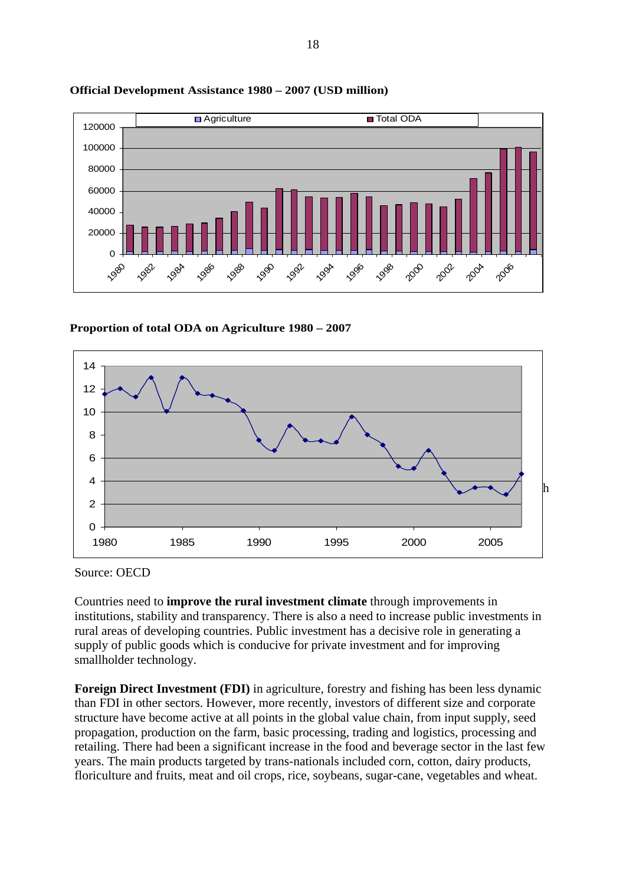**Official Development Assistance 1980 – 2007 (USD million)**

Agriculture
Total ODA

120000
100000
80000
60000
40000
20000
0

1980
1982
1984
1986
1988
1990
1992
1994
1996
1998
2000
2002
2004
2006

**Proportion of total ODA on Agriculture 1980 – 2007**

14
12
10
8
6
4
2
0

1980
1985
1990
1995
2000
2005

Source: OECD

Countries need to **improve the rural investment climate** through improvements in institutions, stability and transparency. There is also a need to increase public investments in rural areas of developing countries. Public investment has a decisive role in generating a supply of public goods which is conducive for private investment and for improving smallholder technology.

**Foreign Direct Investment (FDI)** in agriculture, forestry and fishing has been less dynamic than FDI in other sectors. However, more recently, investors of different size and corporate structure have become active at all points in the global value chain, from input supply, seed propagation, production on the farm, basic processing, trading and logistics, processing and retailing. There had been a significant increase in the food and beverage sector in the last few years. The main products targeted by trans-nationals included corn, cotton, dairy products, floriculture and fruits, meat and oil crops, rice, soybeans, sugar-cane, vegetables and wheat.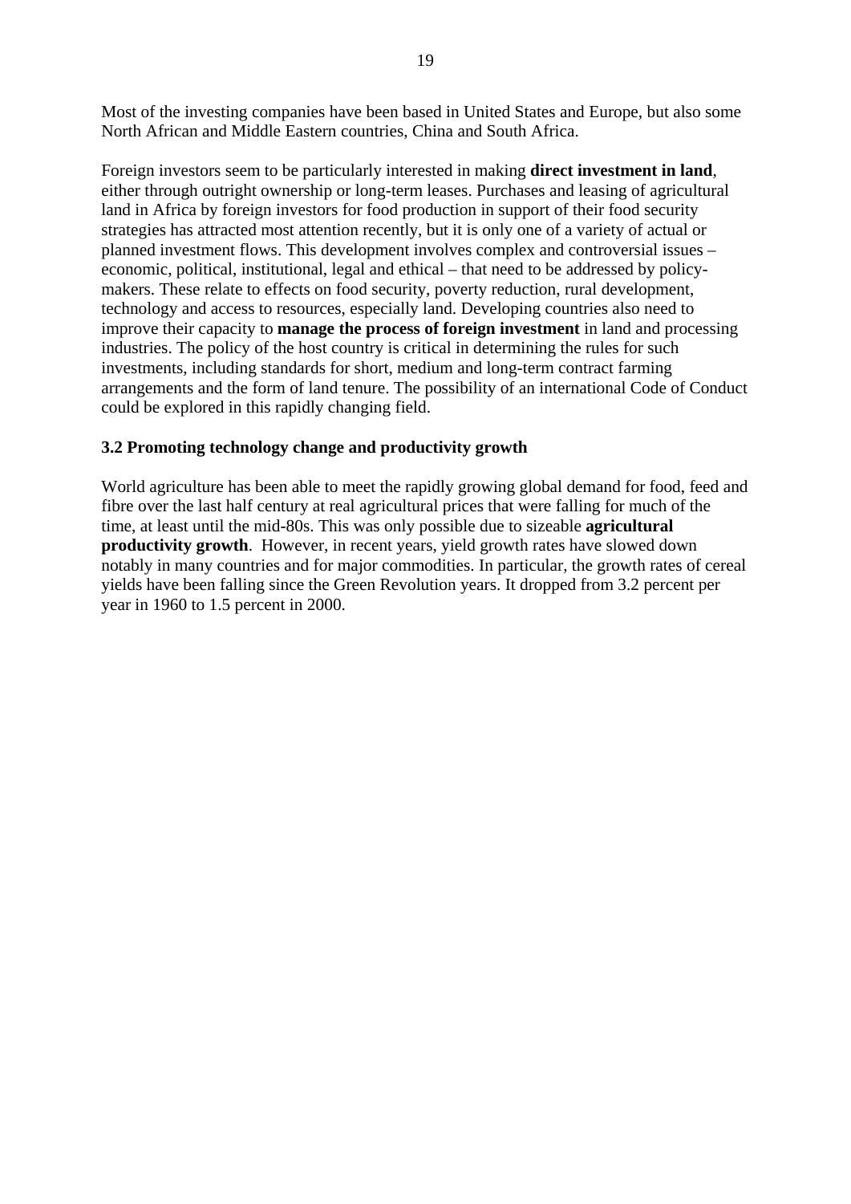Most of the investing companies have been based in United States and Europe, but also some North African and Middle Eastern countries, China and South Africa.

Foreign investors seem to be particularly interested in making **direct investment in land**, either through outright ownership or long-term leases. Purchases and leasing of agricultural land in Africa by foreign investors for food production in support of their food security strategies has attracted most attention recently, but it is only one of a variety of actual or planned investment flows. This development involves complex and controversial issues – economic, political, institutional, legal and ethical – that need to be addressed by policy-makers. These relate to effects on food security, poverty reduction, rural development, technology and access to resources, especially land. Developing countries also need to improve their capacity to **manage the process of foreign investment** in land and processing industries. The policy of the host country is critical in determining the rules for such investments, including standards for short, medium and long-term contract farming arrangements and the form of land tenure. The possibility of an international Code of Conduct could be explored in this rapidly changing field.

### 3.2 Promoting technology change and productivity growth

World agriculture has been able to meet the rapidly growing global demand for food, feed and fibre over the last half century at real agricultural prices that were falling for much of the time, at least until the mid-80s. This was only possible due to sizeable **agricultural productivity growth**. However, in recent years, yield growth rates have slowed down notably in many countries and for major commodities. In particular, the growth rates of cereal yields have been falling since the Green Revolution years. It dropped from 3.2 percent per year in 1960 to 1.5 percent in 2000.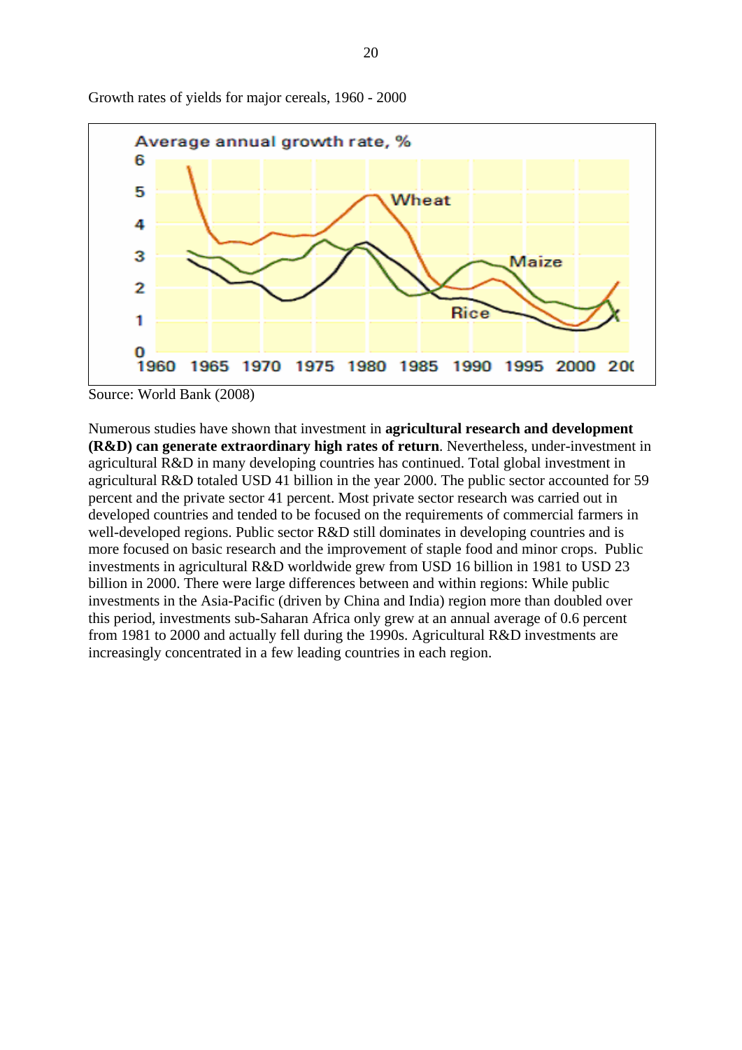Growth rates of yields for major cereals, 1960 - 2000

Average annual growth rate, %

6
5
4
3
2
1
0

1960 1965 1970 1975 1980 1985 1990 1995 2000 20(

Wheat

Maize

Rice

Source: World Bank (2008)

Numerous studies have shown that investment in **agricultural research and development (R&D) can generate extraordinary high rates of return**. Nevertheless, under-investment in agricultural R&D in many developing countries has continued. Total global investment in agricultural R&D totaled USD 41 billion in the year 2000. The public sector accounted for 59 percent and the private sector 41 percent. Most private sector research was carried out in developed countries and tended to be focused on the requirements of commercial farmers in well-developed regions. Public sector R&D still dominates in developing countries and is more focused on basic research and the improvement of staple food and minor crops. Public investments in agricultural R&D worldwide grew from USD 16 billion in 1981 to USD 23 billion in 2000. There were large differences between and within regions: While public investments in the Asia-Pacific (driven by China and India) region more than doubled over this period, investments sub-Saharan Africa only grew at an annual average of 0.6 percent from 1981 to 2000 and actually fell during the 1990s. Agricultural R&D investments are increasingly concentrated in a few leading countries in each region.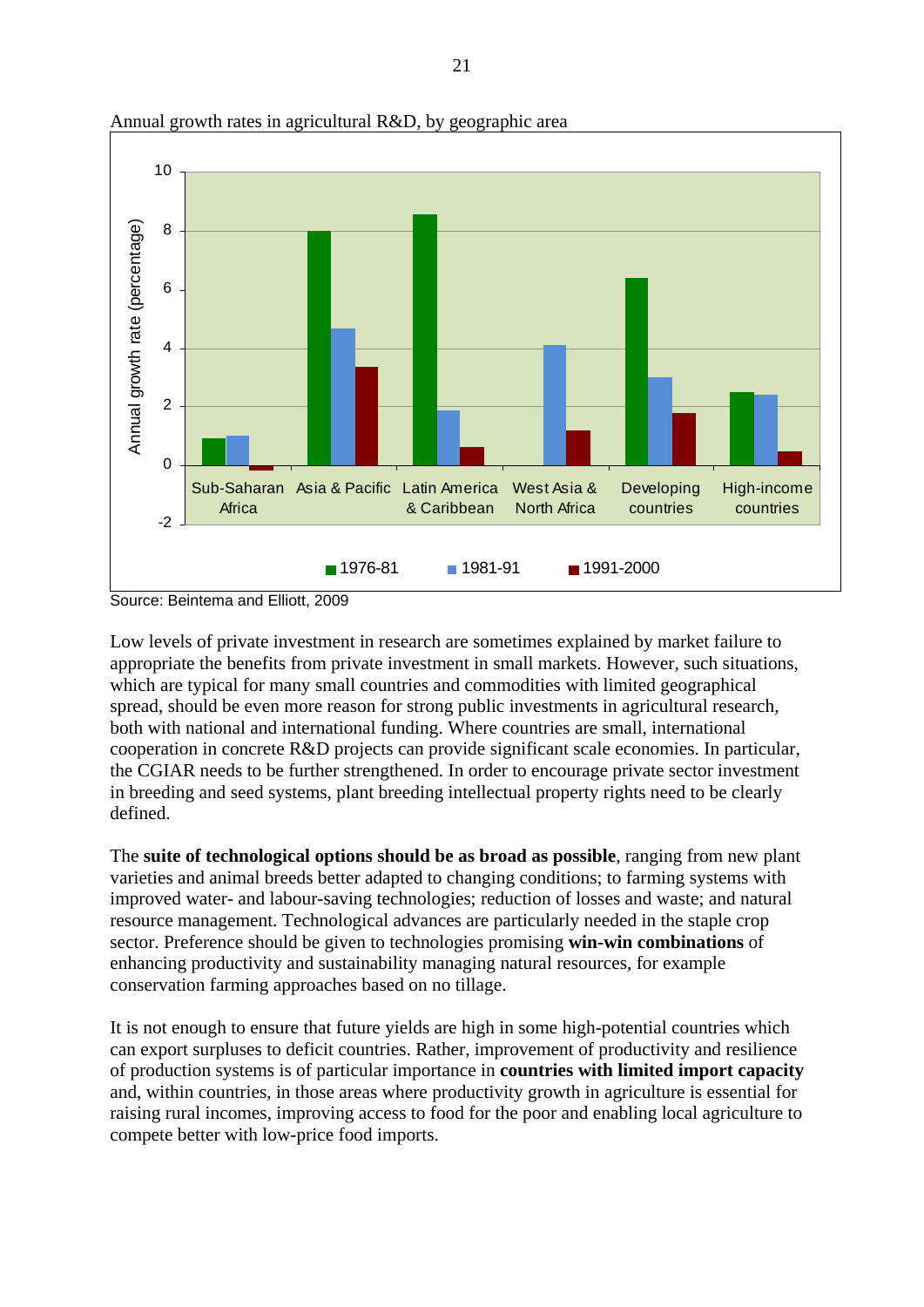Annual growth rates in agricultural R&D, by geographic area

Annual growth rate (percentage)

10
8
6
4
2
0
-2

Sub-Saharan Africa
Asia & Pacific
Latin America & Caribbean
West Asia & North Africa
Developing countries
High-income countries

1976-81
1981-91
1991-2000

Source: Beintema and Elliott, 2009

Low levels of private investment in research are sometimes explained by market failure to appropriate the benefits from private investment in small markets. However, such situations, which are typical for many small countries and commodities with limited geographical spread, should be even more reason for strong public investments in agricultural research, both with national and international funding. Where countries are small, international cooperation in concrete R&D projects can provide significant scale economies. In particular, the CGIAR needs to be further strengthened. In order to encourage private sector investment in breeding and seed systems, plant breeding intellectual property rights need to be clearly defined.

The **suite of technological options should be as broad as possible**, ranging from new plant varieties and animal breeds better adapted to changing conditions; to farming systems with improved water- and labour-saving technologies; reduction of losses and waste; and natural resource management. Technological advances are particularly needed in the staple crop sector. Preference should be given to technologies promising **win-win combinations** of enhancing productivity and sustainability managing natural resources, for example conservation farming approaches based on no tillage.

It is not enough to ensure that future yields are high in some high-potential countries which can export surpluses to deficit countries. Rather, improvement of productivity and resilience of production systems is of particular importance in **countries with limited import capacity** and, within countries, in those areas where productivity growth in agriculture is essential for raising rural incomes, improving access to food for the poor and enabling local agriculture to compete better with low-price food imports.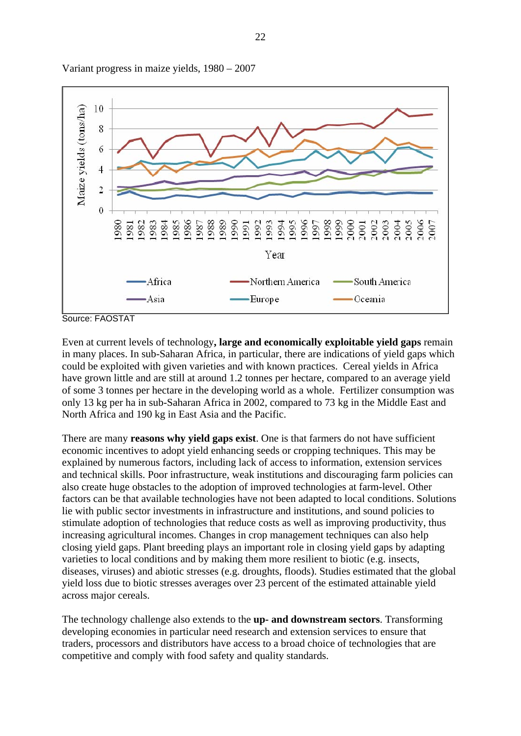Variant progress in maize yields, 1980 – 2007

Source: FAOSTAT

Even at current levels of technology**, large and economically exploitable yield gaps** remain in many places. In sub-Saharan Africa, in particular, there are indications of yield gaps which could be exploited with given varieties and with known practices. Cereal yields in Africa have grown little and are still at around 1.2 tonnes per hectare, compared to an average yield of some 3 tonnes per hectare in the developing world as a whole. Fertilizer consumption was only 13 kg per ha in sub-Saharan Africa in 2002, compared to 73 kg in the Middle East and North Africa and 190 kg in East Asia and the Pacific.

There are many **reasons why yield gaps exist**. One is that farmers do not have sufficient economic incentives to adopt yield enhancing seeds or cropping techniques. This may be explained by numerous factors, including lack of access to information, extension services and technical skills. Poor infrastructure, weak institutions and discouraging farm policies can also create huge obstacles to the adoption of improved technologies at farm-level. Other factors can be that available technologies have not been adapted to local conditions. Solutions lie with public sector investments in infrastructure and institutions, and sound policies to stimulate adoption of technologies that reduce costs as well as improving productivity, thus increasing agricultural incomes. Changes in crop management techniques can also help closing yield gaps. Plant breeding plays an important role in closing yield gaps by adapting varieties to local conditions and by making them more resilient to biotic (e.g. insects, diseases, viruses) and abiotic stresses (e.g. droughts, floods). Studies estimated that the global yield loss due to biotic stresses averages over 23 percent of the estimated attainable yield across major cereals.

The technology challenge also extends to the **up- and downstream sectors**. Transforming developing economies in particular need research and extension services to ensure that traders, processors and distributors have access to a broad choice of technologies that are competitive and comply with food safety and quality standards.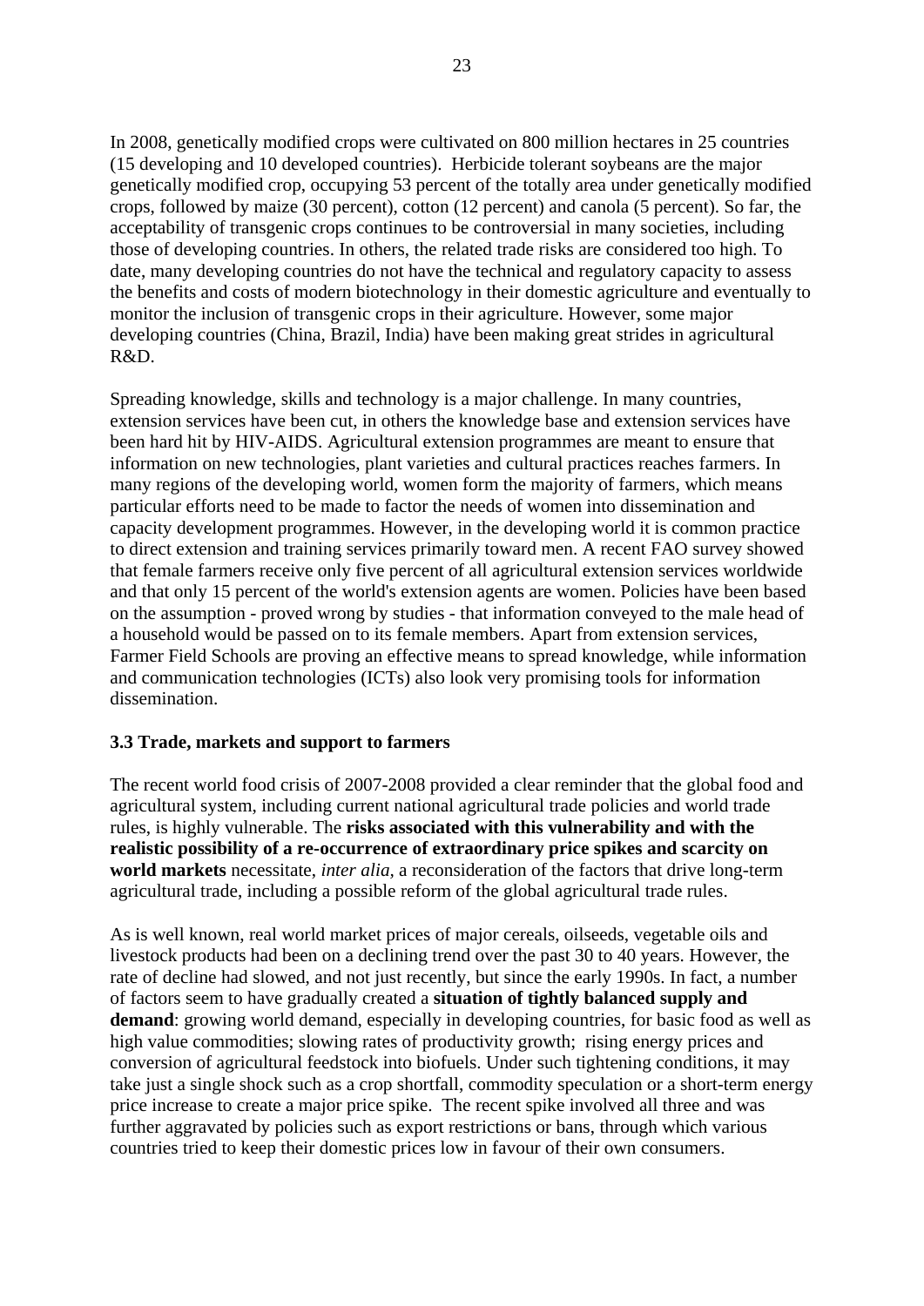In 2008, genetically modified crops were cultivated on 800 million hectares in 25 countries (15 developing and 10 developed countries). Herbicide tolerant soybeans are the major genetically modified crop, occupying 53 percent of the totally area under genetically modified crops, followed by maize (30 percent), cotton (12 percent) and canola (5 percent). So far, the acceptability of transgenic crops continues to be controversial in many societies, including those of developing countries. In others, the related trade risks are considered too high. To date, many developing countries do not have the technical and regulatory capacity to assess the benefits and costs of modern biotechnology in their domestic agriculture and eventually to monitor the inclusion of transgenic crops in their agriculture. However, some major developing countries (China, Brazil, India) have been making great strides in agricultural R&D.

Spreading knowledge, skills and technology is a major challenge. In many countries, extension services have been cut, in others the knowledge base and extension services have been hard hit by HIV-AIDS. Agricultural extension programmes are meant to ensure that information on new technologies, plant varieties and cultural practices reaches farmers. In many regions of the developing world, women form the majority of farmers, which means particular efforts need to be made to factor the needs of women into dissemination and capacity development programmes. However, in the developing world it is common practice to direct extension and training services primarily toward men. A recent FAO survey showed that female farmers receive only five percent of all agricultural extension services worldwide and that only 15 percent of the world's extension agents are women. Policies have been based on the assumption - proved wrong by studies - that information conveyed to the male head of a household would be passed on to its female members. Apart from extension services, Farmer Field Schools are proving an effective means to spread knowledge, while information and communication technologies (ICTs) also look very promising tools for information dissemination.

### 3.3 Trade, markets and support to farmers

The recent world food crisis of 2007-2008 provided a clear reminder that the global food and agricultural system, including current national agricultural trade policies and world trade rules, is highly vulnerable. The **risks associated with this vulnerability and with the realistic possibility of a re-occurrence of extraordinary price spikes and scarcity on world markets** necessitate, *inter alia*, a reconsideration of the factors that drive long-term agricultural trade, including a possible reform of the global agricultural trade rules.

As is well known, real world market prices of major cereals, oilseeds, vegetable oils and livestock products had been on a declining trend over the past 30 to 40 years. However, the rate of decline had slowed, and not just recently, but since the early 1990s. In fact, a number of factors seem to have gradually created a **situation of tightly balanced supply and demand**: growing world demand, especially in developing countries, for basic food as well as high value commodities; slowing rates of productivity growth; rising energy prices and conversion of agricultural feedstock into biofuels. Under such tightening conditions, it may take just a single shock such as a crop shortfall, commodity speculation or a short-term energy price increase to create a major price spike. The recent spike involved all three and was further aggravated by policies such as export restrictions or bans, through which various countries tried to keep their domestic prices low in favour of their own consumers.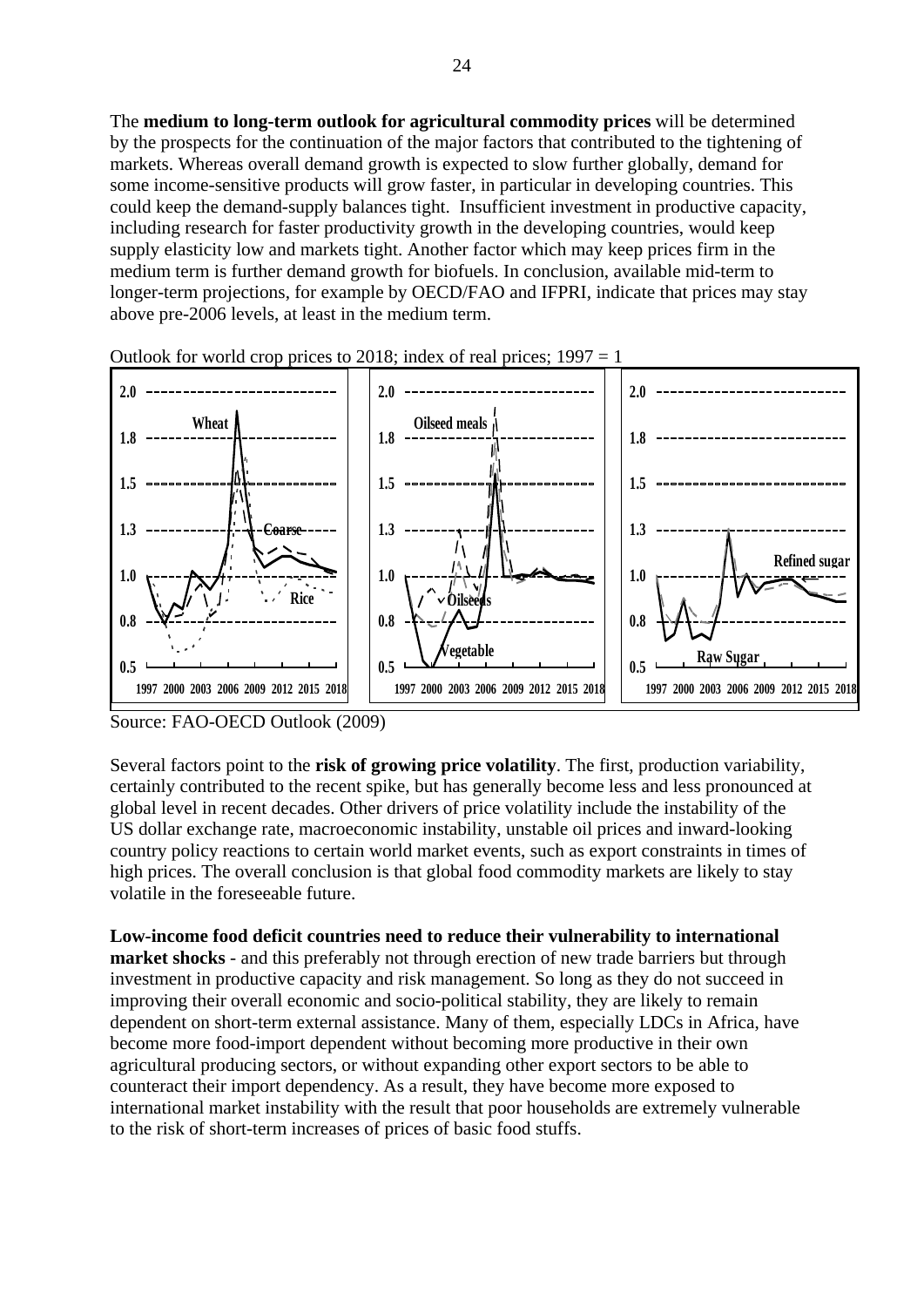The **medium to long-term outlook for agricultural commodity prices** will be determined by the prospects for the continuation of the major factors that contributed to the tightening of markets. Whereas overall demand growth is expected to slow further globally, demand for some income-sensitive products will grow faster, in particular in developing countries. This could keep the demand-supply balances tight. Insufficient investment in productive capacity, including research for faster productivity growth in the developing countries, would keep supply elasticity low and markets tight. Another factor which may keep prices firm in the medium term is further demand growth for biofuels. In conclusion, available mid-term to longer-term projections, for example by OECD/FAO and IFPRI, indicate that prices may stay above pre-2006 levels, at least in the medium term.

Outlook for world crop prices to 2018; index of real prices; 1997 = 1

2.0
1.8
1.5
1.3
1.0
0.8
0.5

Wheat
Coarse
Rice

Oilseed meals
Oilseeds
Vegetable

Refined sugar
Raw Sugar

1997 2000 2003 2006 2009 2012 2015 2018

Source: FAO-OECD Outlook (2009)

Several factors point to the **risk of growing price volatility**. The first, production variability, certainly contributed to the recent spike, but has generally become less and less pronounced at global level in recent decades. Other drivers of price volatility include the instability of the US dollar exchange rate, macroeconomic instability, unstable oil prices and inward-looking country policy reactions to certain world market events, such as export constraints in times of high prices. The overall conclusion is that global food commodity markets are likely to stay volatile in the foreseeable future.

**Low-income food deficit countries need to reduce their vulnerability to international market shocks** - and this preferably not through erection of new trade barriers but through investment in productive capacity and risk management. So long as they do not succeed in improving their overall economic and socio-political stability, they are likely to remain dependent on short-term external assistance. Many of them, especially LDCs in Africa, have become more food-import dependent without becoming more productive in their own agricultural producing sectors, or without expanding other export sectors to be able to counteract their import dependency. As a result, they have become more exposed to international market instability with the result that poor households are extremely vulnerable to the risk of short-term increases of prices of basic food stuffs.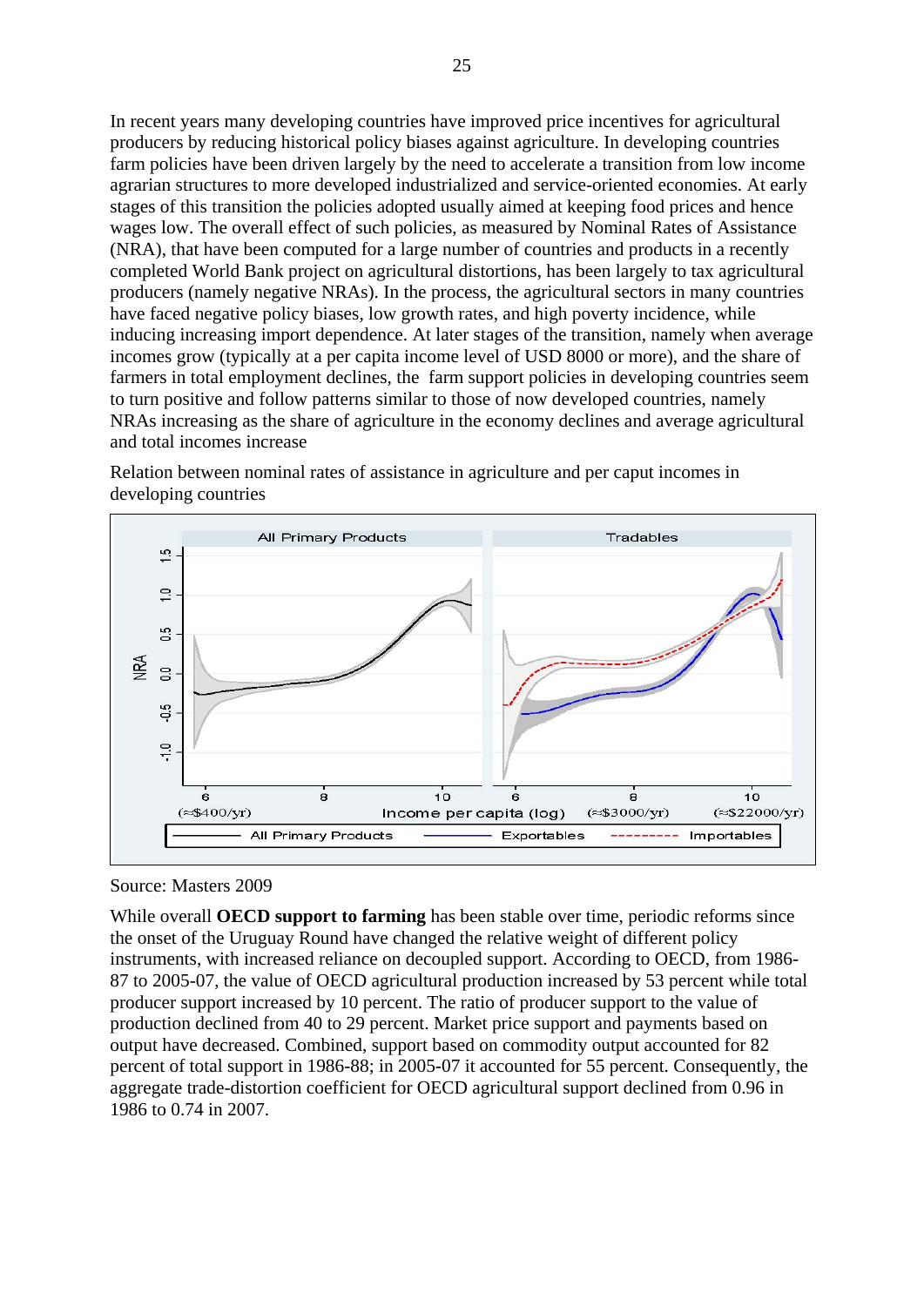In recent years many developing countries have improved price incentives for agricultural producers by reducing historical policy biases against agriculture. In developing countries farm policies have been driven largely by the need to accelerate a transition from low income agrarian structures to more developed industrialized and service-oriented economies. At early stages of this transition the policies adopted usually aimed at keeping food prices and hence wages low. The overall effect of such policies, as measured by Nominal Rates of Assistance (NRA), that have been computed for a large number of countries and products in a recently completed World Bank project on agricultural distortions, has been largely to tax agricultural producers (namely negative NRAs). In the process, the agricultural sectors in many countries have faced negative policy biases, low growth rates, and high poverty incidence, while inducing increasing import dependence. At later stages of the transition, namely when average incomes grow (typically at a per capita income level of USD 8000 or more), and the share of farmers in total employment declines, the farm support policies in developing countries seem to turn positive and follow patterns similar to those of now developed countries, namely NRAs increasing as the share of agriculture in the economy declines and average agricultural and total incomes increase

Relation between nominal rates of assistance in agriculture and per caput incomes in developing countries

All Primary Products
Tradables
NRA
1.5
1.0
0.5
0.0
-0.5
-1.0
6
8
10
6
8
10
(≈$400/yr)
Income per capita (log)
(≈$3000/yr)
(≈$22000/yr)
All Primary Products
Exportables
Importables

Source: Masters 2009

While overall **OECD support to farming** has been stable over time, periodic reforms since the onset of the Uruguay Round have changed the relative weight of different policy instruments, with increased reliance on decoupled support. According to OECD, from 1986-87 to 2005-07, the value of OECD agricultural production increased by 53 percent while total producer support increased by 10 percent. The ratio of producer support to the value of production declined from 40 to 29 percent. Market price support and payments based on output have decreased. Combined, support based on commodity output accounted for 82 percent of total support in 1986-88; in 2005-07 it accounted for 55 percent. Consequently, the aggregate trade-distortion coefficient for OECD agricultural support declined from 0.96 in 1986 to 0.74 in 2007.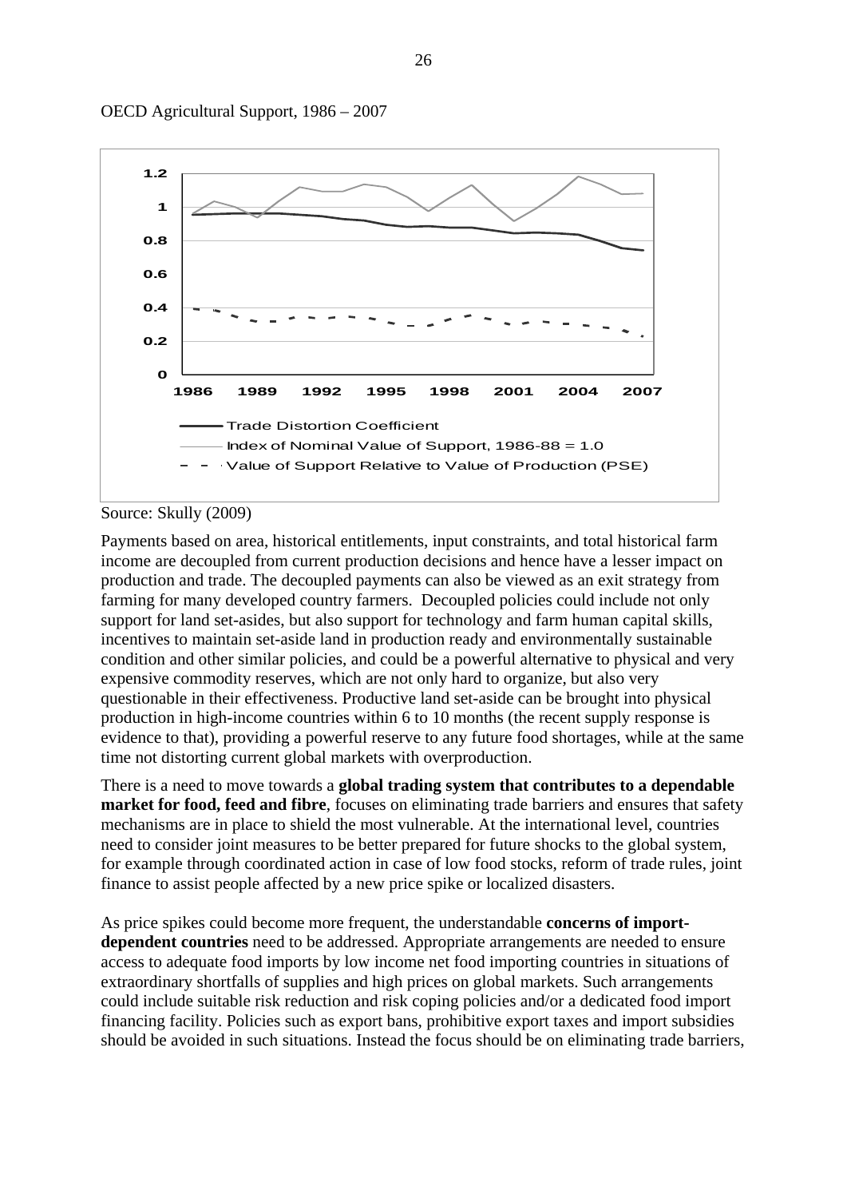OECD Agricultural Support, 1986 – 2007

1.2
1
0.8
0.6
0.4
0.2
0
1986 1989 1992 1995 1998 2001 2004 2007

Trade Distortion Coefficient
Index of Nominal Value of Support, 1986-88 = 1.0
Value of Support Relative to Value of Production (PSE)

Source: Skully (2009)

Payments based on area, historical entitlements, input constraints, and total historical farm income are decoupled from current production decisions and hence have a lesser impact on production and trade. The decoupled payments can also be viewed as an exit strategy from farming for many developed country farmers. Decoupled policies could include not only support for land set-asides, but also support for technology and farm human capital skills, incentives to maintain set-aside land in production ready and environmentally sustainable condition and other similar policies, and could be a powerful alternative to physical and very expensive commodity reserves, which are not only hard to organize, but also very questionable in their effectiveness. Productive land set-aside can be brought into physical production in high-income countries within 6 to 10 months (the recent supply response is evidence to that), providing a powerful reserve to any future food shortages, while at the same time not distorting current global markets with overproduction.

There is a need to move towards a **global trading system that contributes to a dependable market for food, feed and fibre**, focuses on eliminating trade barriers and ensures that safety mechanisms are in place to shield the most vulnerable. At the international level, countries need to consider joint measures to be better prepared for future shocks to the global system, for example through coordinated action in case of low food stocks, reform of trade rules, joint finance to assist people affected by a new price spike or localized disasters.

As price spikes could become more frequent, the understandable **concerns of import-dependent countries** need to be addressed. Appropriate arrangements are needed to ensure access to adequate food imports by low income net food importing countries in situations of extraordinary shortfalls of supplies and high prices on global markets. Such arrangements could include suitable risk reduction and risk coping policies and/or a dedicated food import financing facility. Policies such as export bans, prohibitive export taxes and import subsidies should be avoided in such situations. Instead the focus should be on eliminating trade barriers,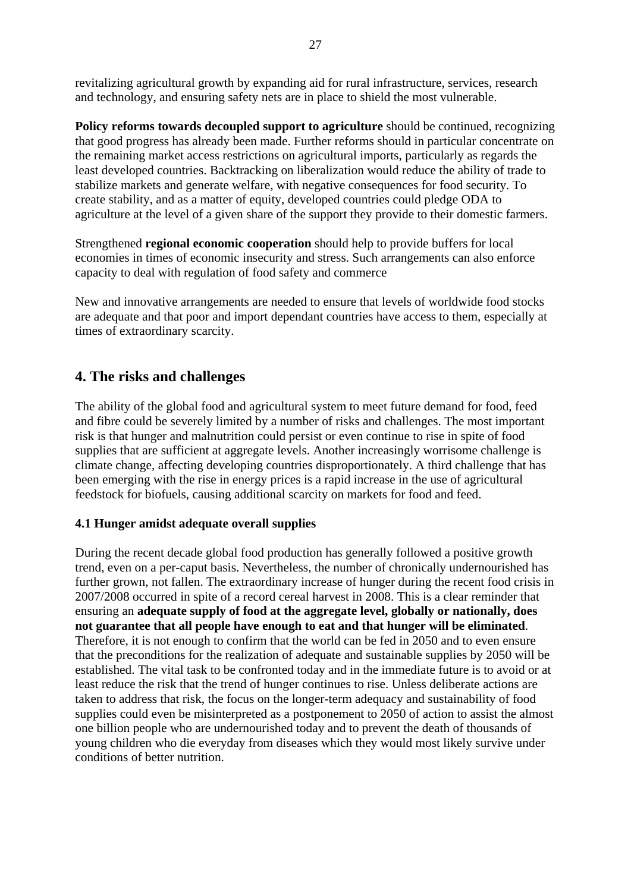revitalizing agricultural growth by expanding aid for rural infrastructure, services, research and technology, and ensuring safety nets are in place to shield the most vulnerable.

**Policy reforms towards decoupled support to agriculture** should be continued, recognizing that good progress has already been made. Further reforms should in particular concentrate on the remaining market access restrictions on agricultural imports, particularly as regards the least developed countries. Backtracking on liberalization would reduce the ability of trade to stabilize markets and generate welfare, with negative consequences for food security. To create stability, and as a matter of equity, developed countries could pledge ODA to agriculture at the level of a given share of the support they provide to their domestic farmers.

Strengthened **regional economic cooperation** should help to provide buffers for local economies in times of economic insecurity and stress. Such arrangements can also enforce capacity to deal with regulation of food safety and commerce

New and innovative arrangements are needed to ensure that levels of worldwide food stocks are adequate and that poor and import dependant countries have access to them, especially at times of extraordinary scarcity.

## 4. The risks and challenges

The ability of the global food and agricultural system to meet future demand for food, feed and fibre could be severely limited by a number of risks and challenges. The most important risk is that hunger and malnutrition could persist or even continue to rise in spite of food supplies that are sufficient at aggregate levels. Another increasingly worrisome challenge is climate change, affecting developing countries disproportionately. A third challenge that has been emerging with the rise in energy prices is a rapid increase in the use of agricultural feedstock for biofuels, causing additional scarcity on markets for food and feed.

### 4.1 Hunger amidst adequate overall supplies

During the recent decade global food production has generally followed a positive growth trend, even on a per-caput basis. Nevertheless, the number of chronically undernourished has further grown, not fallen. The extraordinary increase of hunger during the recent food crisis in 2007/2008 occurred in spite of a record cereal harvest in 2008. This is a clear reminder that ensuring an **adequate supply of food at the aggregate level, globally or nationally, does not guarantee that all people have enough to eat and that hunger will be eliminated**. Therefore, it is not enough to confirm that the world can be fed in 2050 and to even ensure that the preconditions for the realization of adequate and sustainable supplies by 2050 will be established. The vital task to be confronted today and in the immediate future is to avoid or at least reduce the risk that the trend of hunger continues to rise. Unless deliberate actions are taken to address that risk, the focus on the longer-term adequacy and sustainability of food supplies could even be misinterpreted as a postponement to 2050 of action to assist the almost one billion people who are undernourished today and to prevent the death of thousands of young children who die everyday from diseases which they would most likely survive under conditions of better nutrition.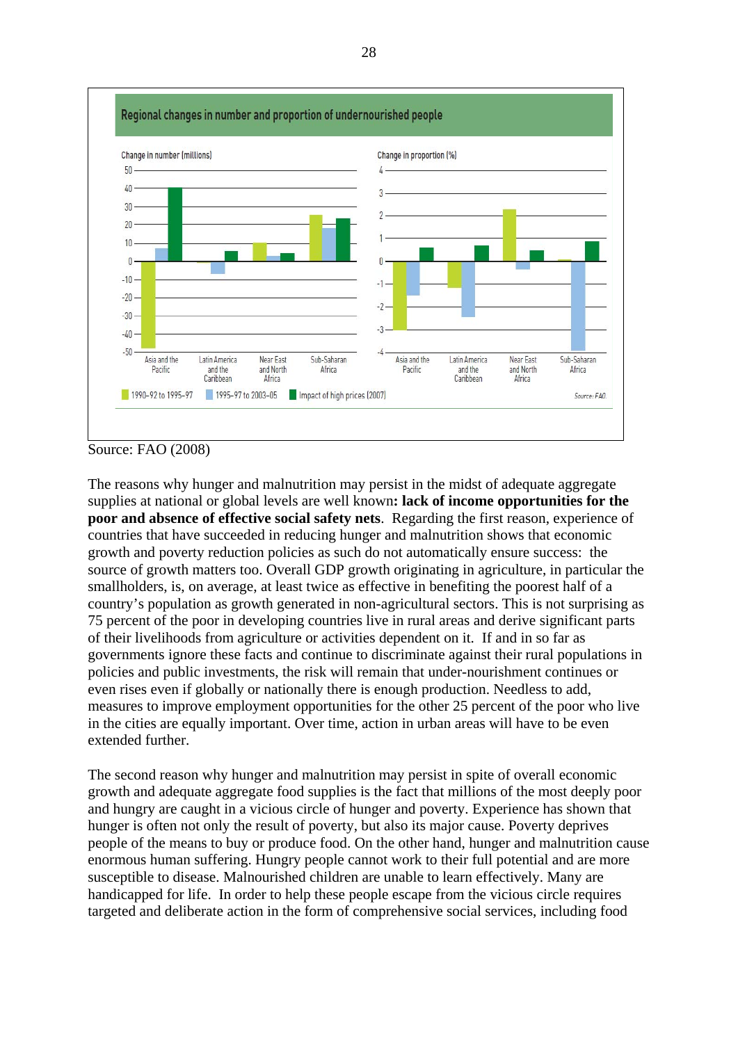Regional changes in number and proportion of undernourished people

Change in number (millions)

50
40
30
20
10
0
-10
-20
-30
-40
-50

Asia and the Pacific
Latin America and the Caribbean
Near East and North Africa
Sub-Saharan Africa

Change in proportion (%)

4
3
2
1
0
-1
-2
-3
-4

Asia and the Pacific
Latin America and the Caribbean
Near East and North Africa
Sub-Saharan Africa

1990–92 to 1995–97
1995–97 to 2003–05
Impact of high prices (2007)

Source: FAO.

Source: FAO (2008)

The reasons why hunger and malnutrition may persist in the midst of adequate aggregate supplies at national or global levels are well known**: lack of income opportunities for the poor and absence of effective social safety nets**. Regarding the first reason, experience of countries that have succeeded in reducing hunger and malnutrition shows that economic growth and poverty reduction policies as such do not automatically ensure success: the source of growth matters too. Overall GDP growth originating in agriculture, in particular the smallholders, is, on average, at least twice as effective in benefiting the poorest half of a country's population as growth generated in non-agricultural sectors. This is not surprising as 75 percent of the poor in developing countries live in rural areas and derive significant parts of their livelihoods from agriculture or activities dependent on it. If and in so far as governments ignore these facts and continue to discriminate against their rural populations in policies and public investments, the risk will remain that under-nourishment continues or even rises even if globally or nationally there is enough production. Needless to add, measures to improve employment opportunities for the other 25 percent of the poor who live in the cities are equally important. Over time, action in urban areas will have to be even extended further.

The second reason why hunger and malnutrition may persist in spite of overall economic growth and adequate aggregate food supplies is the fact that millions of the most deeply poor and hungry are caught in a vicious circle of hunger and poverty. Experience has shown that hunger is often not only the result of poverty, but also its major cause. Poverty deprives people of the means to buy or produce food. On the other hand, hunger and malnutrition cause enormous human suffering. Hungry people cannot work to their full potential and are more susceptible to disease. Malnourished children are unable to learn effectively. Many are handicapped for life. In order to help these people escape from the vicious circle requires targeted and deliberate action in the form of comprehensive social services, including food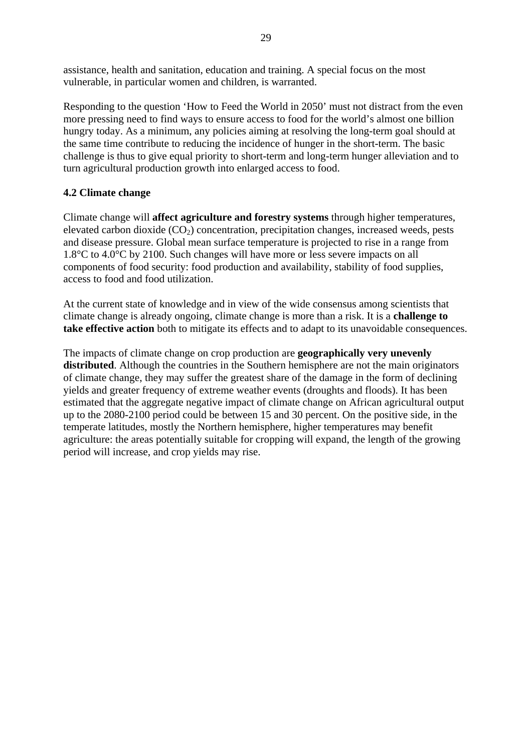assistance, health and sanitation, education and training. A special focus on the most vulnerable, in particular women and children, is warranted.

Responding to the question 'How to Feed the World in 2050' must not distract from the even more pressing need to find ways to ensure access to food for the world's almost one billion hungry today. As a minimum, any policies aiming at resolving the long-term goal should at the same time contribute to reducing the incidence of hunger in the short-term. The basic challenge is thus to give equal priority to short-term and long-term hunger alleviation and to turn agricultural production growth into enlarged access to food.

### 4.2 Climate change

Climate change will **affect agriculture and forestry systems** through higher temperatures, elevated carbon dioxide ($CO_2$) concentration, precipitation changes, increased weeds, pests and disease pressure. Global mean surface temperature is projected to rise in a range from 1.8°C to 4.0°C by 2100. Such changes will have more or less severe impacts on all components of food security: food production and availability, stability of food supplies, access to food and food utilization.

At the current state of knowledge and in view of the wide consensus among scientists that climate change is already ongoing, climate change is more than a risk. It is a **challenge to take effective action** both to mitigate its effects and to adapt to its unavoidable consequences.

The impacts of climate change on crop production are **geographically very unevenly distributed**. Although the countries in the Southern hemisphere are not the main originators of climate change, they may suffer the greatest share of the damage in the form of declining yields and greater frequency of extreme weather events (droughts and floods). It has been estimated that the aggregate negative impact of climate change on African agricultural output up to the 2080-2100 period could be between 15 and 30 percent. On the positive side, in the temperate latitudes, mostly the Northern hemisphere, higher temperatures may benefit agriculture: the areas potentially suitable for cropping will expand, the length of the growing period will increase, and crop yields may rise.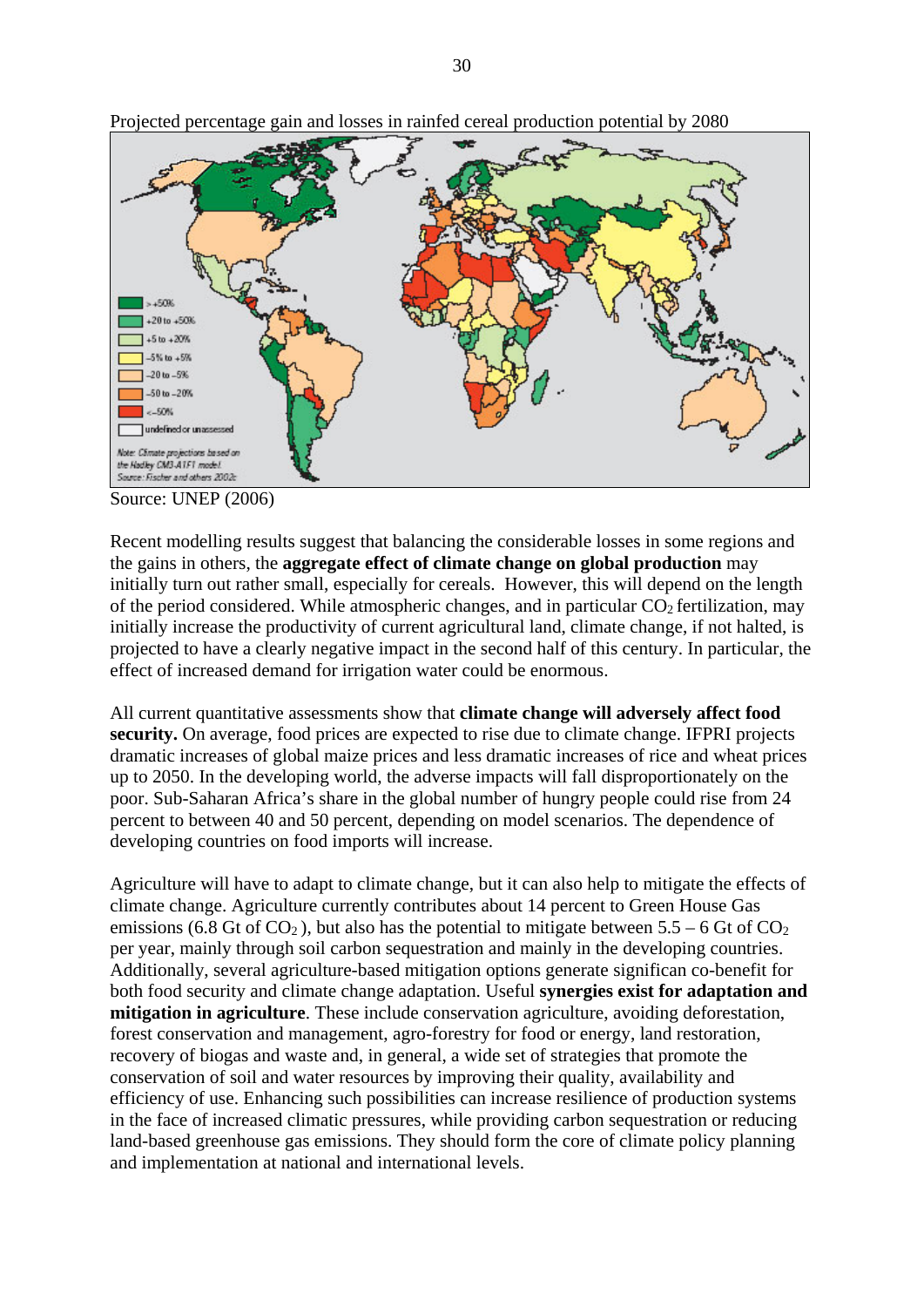Projected percentage gain and losses in rainfed cereal production potential by 2080

> +50%
+20 to +50%
+5 to +20%
-5% to +5%
-20 to -5%
-50 to -20%
< -50%
undefined or unassessed

Note: Climate projections based on the Hadley CM3-A1FI model.
Source: Fischer and others 2002c

Source: UNEP (2006)

Recent modelling results suggest that balancing the considerable losses in some regions and the gains in others, the **aggregate effect of climate change on global production** may initially turn out rather small, especially for cereals. However, this will depend on the length of the period considered. While atmospheric changes, and in particular $CO_2$ fertilization, may initially increase the productivity of current agricultural land, climate change, if not halted, is projected to have a clearly negative impact in the second half of this century. In particular, the effect of increased demand for irrigation water could be enormous.

All current quantitative assessments show that **climate change will adversely affect food security.** On average, food prices are expected to rise due to climate change. IFPRI projects dramatic increases of global maize prices and less dramatic increases of rice and wheat prices up to 2050. In the developing world, the adverse impacts will fall disproportionately on the poor. Sub-Saharan Africa's share in the global number of hungry people could rise from 24 percent to between 40 and 50 percent, depending on model scenarios. The dependence of developing countries on food imports will increase.

Agriculture will have to adapt to climate change, but it can also help to mitigate the effects of climate change. Agriculture currently contributes about 14 percent to Green House Gas emissions (6.8 Gt of $CO_2$ ), but also has the potential to mitigate between 5.5 – 6 Gt of $CO_2$ per year, mainly through soil carbon sequestration and mainly in the developing countries. Additionally, several agriculture-based mitigation options generate significan co-benefit for both food security and climate change adaptation. Useful **synergies exist for adaptation and mitigation in agriculture**. These include conservation agriculture, avoiding deforestation, forest conservation and management, agro-forestry for food or energy, land restoration, recovery of biogas and waste and, in general, a wide set of strategies that promote the conservation of soil and water resources by improving their quality, availability and efficiency of use. Enhancing such possibilities can increase resilience of production systems in the face of increased climatic pressures, while providing carbon sequestration or reducing land-based greenhouse gas emissions. They should form the core of climate policy planning and implementation at national and international levels.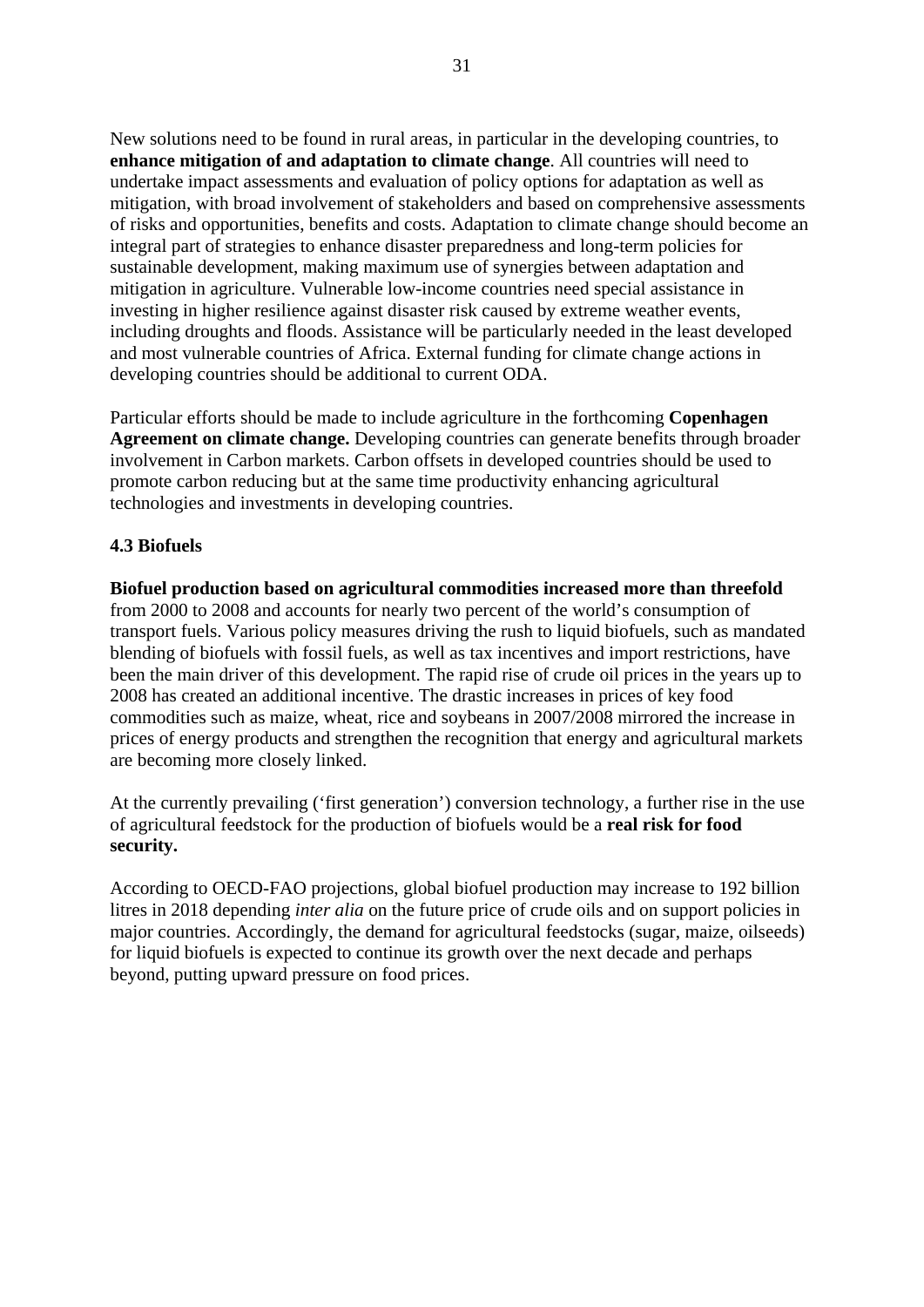New solutions need to be found in rural areas, in particular in the developing countries, to **enhance mitigation of and adaptation to climate change**. All countries will need to undertake impact assessments and evaluation of policy options for adaptation as well as mitigation, with broad involvement of stakeholders and based on comprehensive assessments of risks and opportunities, benefits and costs. Adaptation to climate change should become an integral part of strategies to enhance disaster preparedness and long-term policies for sustainable development, making maximum use of synergies between adaptation and mitigation in agriculture. Vulnerable low-income countries need special assistance in investing in higher resilience against disaster risk caused by extreme weather events, including droughts and floods. Assistance will be particularly needed in the least developed and most vulnerable countries of Africa. External funding for climate change actions in developing countries should be additional to current ODA.

Particular efforts should be made to include agriculture in the forthcoming **Copenhagen Agreement on climate change.** Developing countries can generate benefits through broader involvement in Carbon markets. Carbon offsets in developed countries should be used to promote carbon reducing but at the same time productivity enhancing agricultural technologies and investments in developing countries.

### 4.3 Biofuels

**Biofuel production based on agricultural commodities increased more than threefold** from 2000 to 2008 and accounts for nearly two percent of the world's consumption of transport fuels. Various policy measures driving the rush to liquid biofuels, such as mandated blending of biofuels with fossil fuels, as well as tax incentives and import restrictions, have been the main driver of this development. The rapid rise of crude oil prices in the years up to 2008 has created an additional incentive. The drastic increases in prices of key food commodities such as maize, wheat, rice and soybeans in 2007/2008 mirrored the increase in prices of energy products and strengthen the recognition that energy and agricultural markets are becoming more closely linked.

At the currently prevailing ('first generation') conversion technology, a further rise in the use of agricultural feedstock for the production of biofuels would be a **real risk for food security.**

According to OECD-FAO projections, global biofuel production may increase to 192 billion litres in 2018 depending *inter alia* on the future price of crude oils and on support policies in major countries. Accordingly, the demand for agricultural feedstocks (sugar, maize, oilseeds) for liquid biofuels is expected to continue its growth over the next decade and perhaps beyond, putting upward pressure on food prices.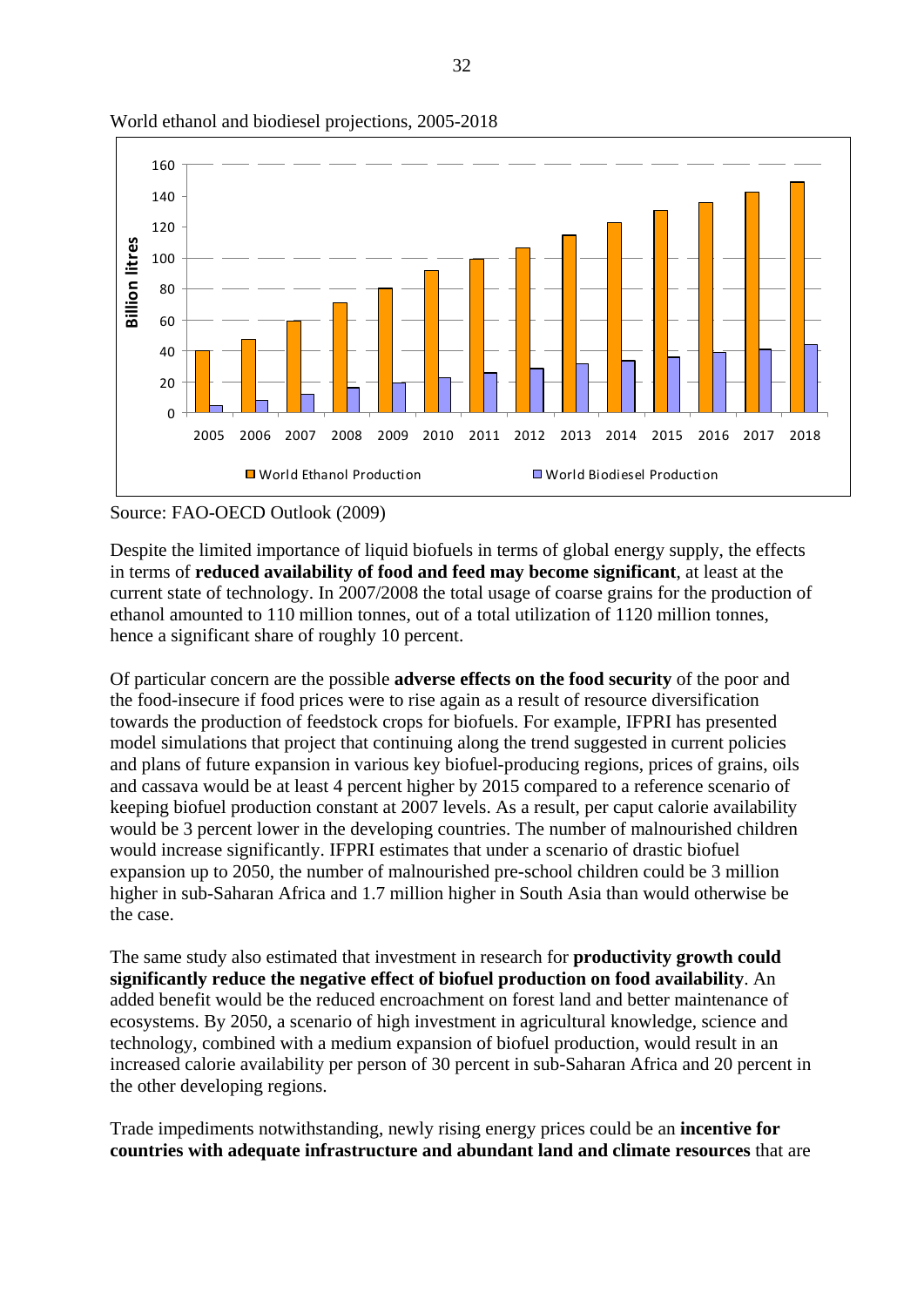World ethanol and biodiesel projections, 2005-2018

Billion litres

160
140
120
100
80
60
40
20
0

2005 2006 2007 2008 2009 2010 2011 2012 2013 2014 2015 2016 2017 2018

World Ethanol Production
World Biodiesel Production

Source: FAO-OECD Outlook (2009)

Despite the limited importance of liquid biofuels in terms of global energy supply, the effects in terms of **reduced availability of food and feed may become significant**, at least at the current state of technology. In 2007/2008 the total usage of coarse grains for the production of ethanol amounted to 110 million tonnes, out of a total utilization of 1120 million tonnes, hence a significant share of roughly 10 percent.

Of particular concern are the possible **adverse effects on the food security** of the poor and the food-insecure if food prices were to rise again as a result of resource diversification towards the production of feedstock crops for biofuels. For example, IFPRI has presented model simulations that project that continuing along the trend suggested in current policies and plans of future expansion in various key biofuel-producing regions, prices of grains, oils and cassava would be at least 4 percent higher by 2015 compared to a reference scenario of keeping biofuel production constant at 2007 levels. As a result, per caput calorie availability would be 3 percent lower in the developing countries. The number of malnourished children would increase significantly. IFPRI estimates that under a scenario of drastic biofuel expansion up to 2050, the number of malnourished pre-school children could be 3 million higher in sub-Saharan Africa and 1.7 million higher in South Asia than would otherwise be the case.

The same study also estimated that investment in research for **productivity growth could significantly reduce the negative effect of biofuel production on food availability**. An added benefit would be the reduced encroachment on forest land and better maintenance of ecosystems. By 2050, a scenario of high investment in agricultural knowledge, science and technology, combined with a medium expansion of biofuel production, would result in an increased calorie availability per person of 30 percent in sub-Saharan Africa and 20 percent in the other developing regions.

Trade impediments notwithstanding, newly rising energy prices could be an **incentive for countries with adequate infrastructure and abundant land and climate resources** that are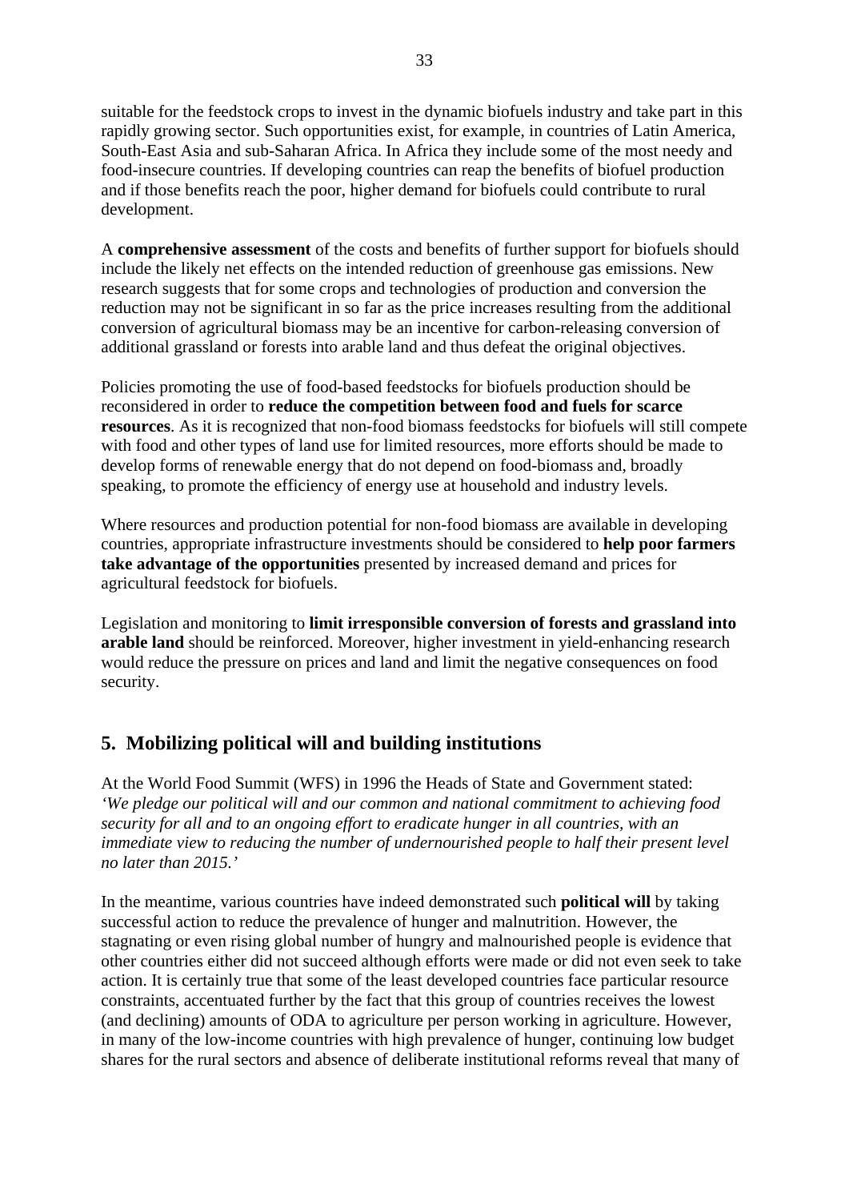suitable for the feedstock crops to invest in the dynamic biofuels industry and take part in this rapidly growing sector. Such opportunities exist, for example, in countries of Latin America, South-East Asia and sub-Saharan Africa. In Africa they include some of the most needy and food-insecure countries. If developing countries can reap the benefits of biofuel production and if those benefits reach the poor, higher demand for biofuels could contribute to rural development.

A **comprehensive assessment** of the costs and benefits of further support for biofuels should include the likely net effects on the intended reduction of greenhouse gas emissions. New research suggests that for some crops and technologies of production and conversion the reduction may not be significant in so far as the price increases resulting from the additional conversion of agricultural biomass may be an incentive for carbon-releasing conversion of additional grassland or forests into arable land and thus defeat the original objectives.

Policies promoting the use of food-based feedstocks for biofuels production should be reconsidered in order to **reduce the competition between food and fuels for scarce resources**. As it is recognized that non-food biomass feedstocks for biofuels will still compete with food and other types of land use for limited resources, more efforts should be made to develop forms of renewable energy that do not depend on food-biomass and, broadly speaking, to promote the efficiency of energy use at household and industry levels.

Where resources and production potential for non-food biomass are available in developing countries, appropriate infrastructure investments should be considered to **help poor farmers take advantage of the opportunities** presented by increased demand and prices for agricultural feedstock for biofuels.

Legislation and monitoring to **limit irresponsible conversion of forests and grassland into arable land** should be reinforced. Moreover, higher investment in yield-enhancing research would reduce the pressure on prices and land and limit the negative consequences on food security.

## 5. Mobilizing political will and building institutions

At the World Food Summit (WFS) in 1996 the Heads of State and Government stated: *'We pledge our political will and our common and national commitment to achieving food security for all and to an ongoing effort to eradicate hunger in all countries, with an immediate view to reducing the number of undernourished people to half their present level no later than 2015.'*

In the meantime, various countries have indeed demonstrated such **political will** by taking successful action to reduce the prevalence of hunger and malnutrition. However, the stagnating or even rising global number of hungry and malnourished people is evidence that other countries either did not succeed although efforts were made or did not even seek to take action. It is certainly true that some of the least developed countries face particular resource constraints, accentuated further by the fact that this group of countries receives the lowest (and declining) amounts of ODA to agriculture per person working in agriculture. However, in many of the low-income countries with high prevalence of hunger, continuing low budget shares for the rural sectors and absence of deliberate institutional reforms reveal that many of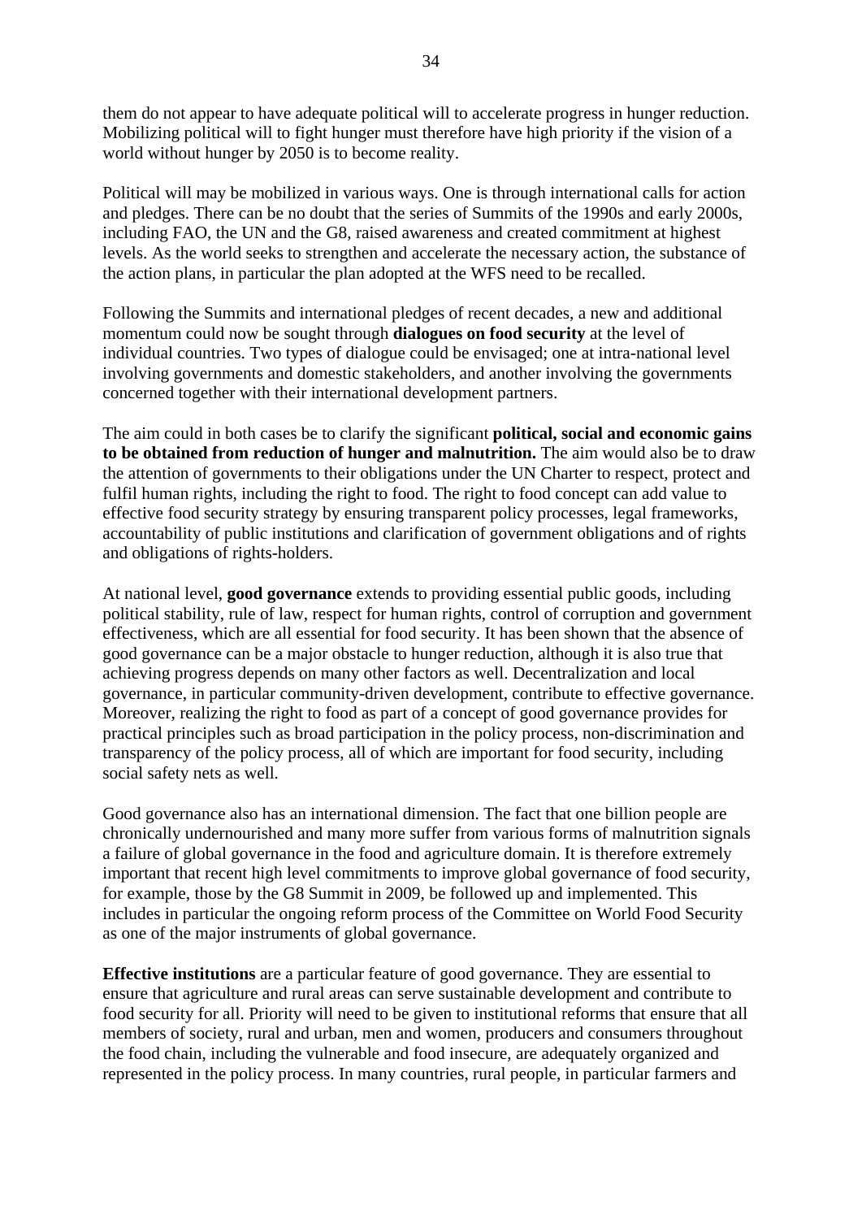them do not appear to have adequate political will to accelerate progress in hunger reduction. Mobilizing political will to fight hunger must therefore have high priority if the vision of a world without hunger by 2050 is to become reality.

Political will may be mobilized in various ways. One is through international calls for action and pledges. There can be no doubt that the series of Summits of the 1990s and early 2000s, including FAO, the UN and the G8, raised awareness and created commitment at highest levels. As the world seeks to strengthen and accelerate the necessary action, the substance of the action plans, in particular the plan adopted at the WFS need to be recalled.

Following the Summits and international pledges of recent decades, a new and additional momentum could now be sought through **dialogues on food security** at the level of individual countries. Two types of dialogue could be envisaged; one at intra-national level involving governments and domestic stakeholders, and another involving the governments concerned together with their international development partners.

The aim could in both cases be to clarify the significant **political, social and economic gains to be obtained from reduction of hunger and malnutrition.** The aim would also be to draw the attention of governments to their obligations under the UN Charter to respect, protect and fulfil human rights, including the right to food. The right to food concept can add value to effective food security strategy by ensuring transparent policy processes, legal frameworks, accountability of public institutions and clarification of government obligations and of rights and obligations of rights-holders.

At national level, **good governance** extends to providing essential public goods, including political stability, rule of law, respect for human rights, control of corruption and government effectiveness, which are all essential for food security. It has been shown that the absence of good governance can be a major obstacle to hunger reduction, although it is also true that achieving progress depends on many other factors as well. Decentralization and local governance, in particular community-driven development, contribute to effective governance. Moreover, realizing the right to food as part of a concept of good governance provides for practical principles such as broad participation in the policy process, non-discrimination and transparency of the policy process, all of which are important for food security, including social safety nets as well.

Good governance also has an international dimension. The fact that one billion people are chronically undernourished and many more suffer from various forms of malnutrition signals a failure of global governance in the food and agriculture domain. It is therefore extremely important that recent high level commitments to improve global governance of food security, for example, those by the G8 Summit in 2009, be followed up and implemented. This includes in particular the ongoing reform process of the Committee on World Food Security as one of the major instruments of global governance.

**Effective institutions** are a particular feature of good governance. They are essential to ensure that agriculture and rural areas can serve sustainable development and contribute to food security for all. Priority will need to be given to institutional reforms that ensure that all members of society, rural and urban, men and women, producers and consumers throughout the food chain, including the vulnerable and food insecure, are adequately organized and represented in the policy process. In many countries, rural people, in particular farmers and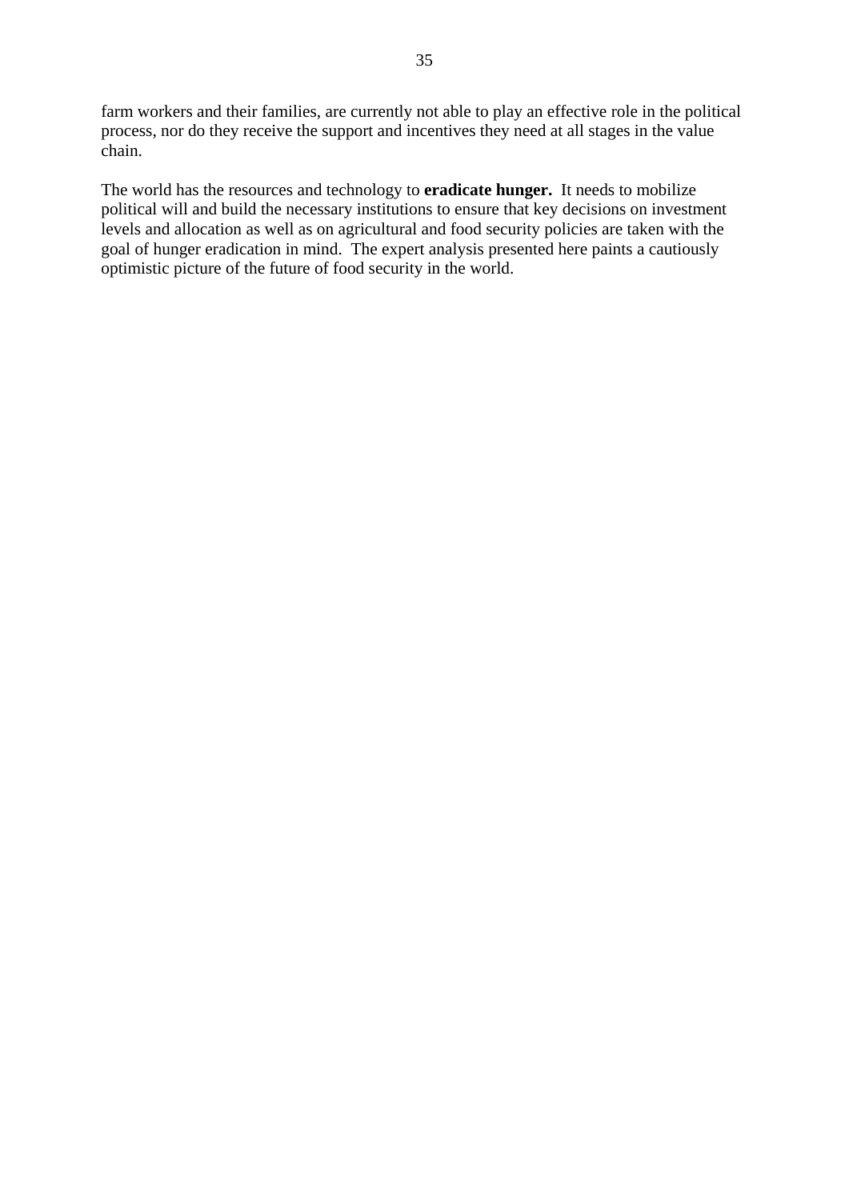farm workers and their families, are currently not able to play an effective role in the political process, nor do they receive the support and incentives they need at all stages in the value chain.

The world has the resources and technology to **eradicate hunger.** It needs to mobilize political will and build the necessary institutions to ensure that key decisions on investment levels and allocation as well as on agricultural and food security policies are taken with the goal of hunger eradication in mind. The expert analysis presented here paints a cautiously optimistic picture of the future of food security in the world.